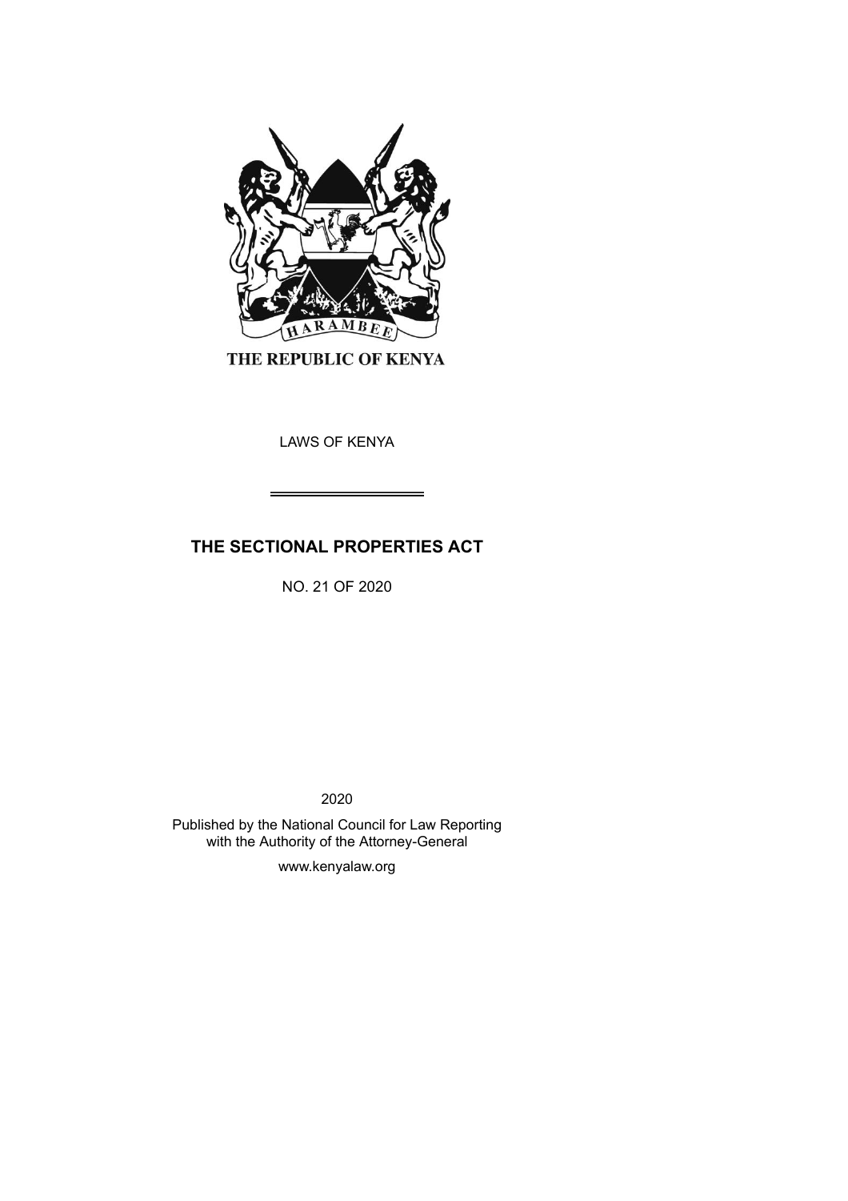THE REPUBLIC OF KENYA

LAWS OF KENYA

# THE SECTIONAL PROPERTIES ACT

NO. 21 OF 2020

2020

Published by the National Council for Law Reporting with the Authority of the Attorney-General

www.kenyalaw.org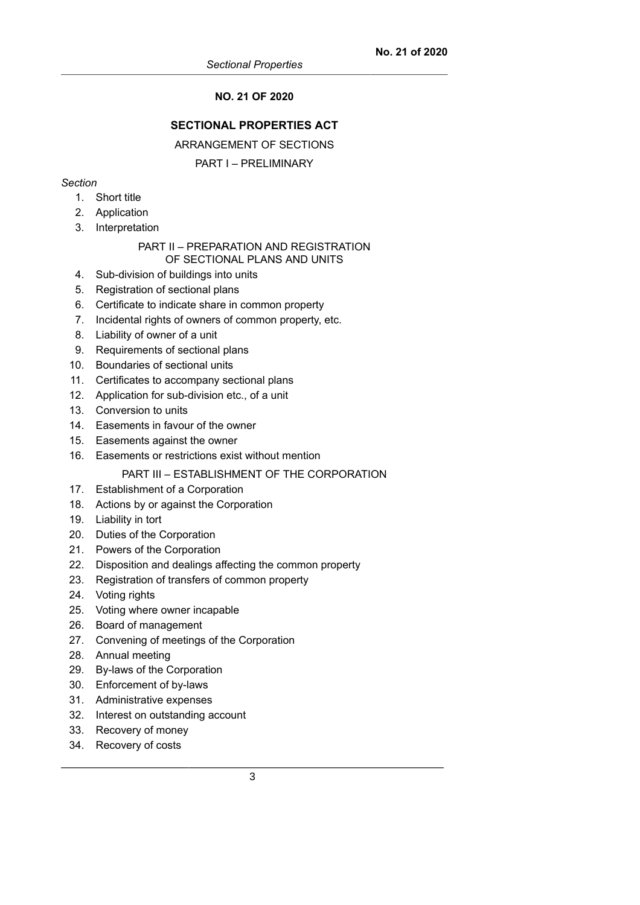**NO. 21 OF 2020**

# SECTIONAL PROPERTIES ACT

ARRANGEMENT OF SECTIONS

## PART I – PRELIMINARY

*Section*

1. Short title
2. Application
3. Interpretation

## PART II – PREPARATION AND REGISTRATION OF SECTIONAL PLANS AND UNITS

4. Sub-division of buildings into units
5. Registration of sectional plans
6. Certificate to indicate share in common property
7. Incidental rights of owners of common property, etc.
8. Liability of owner of a unit
9. Requirements of sectional plans
10. Boundaries of sectional units
11. Certificates to accompany sectional plans
12. Application for sub-division etc., of a unit
13. Conversion to units
14. Easements in favour of the owner
15. Easements against the owner
16. Easements or restrictions exist without mention

## PART III – ESTABLISHMENT OF THE CORPORATION

17. Establishment of a Corporation
18. Actions by or against the Corporation
19. Liability in tort
20. Duties of the Corporation
21. Powers of the Corporation
22. Disposition and dealings affecting the common property
23. Registration of transfers of common property
24. Voting rights
25. Voting where owner incapable
26. Board of management
27. Convening of meetings of the Corporation
28. Annual meeting
29. By-laws of the Corporation
30. Enforcement of by-laws
31. Administrative expenses
32. Interest on outstanding account
33. Recovery of money
34. Recovery of costs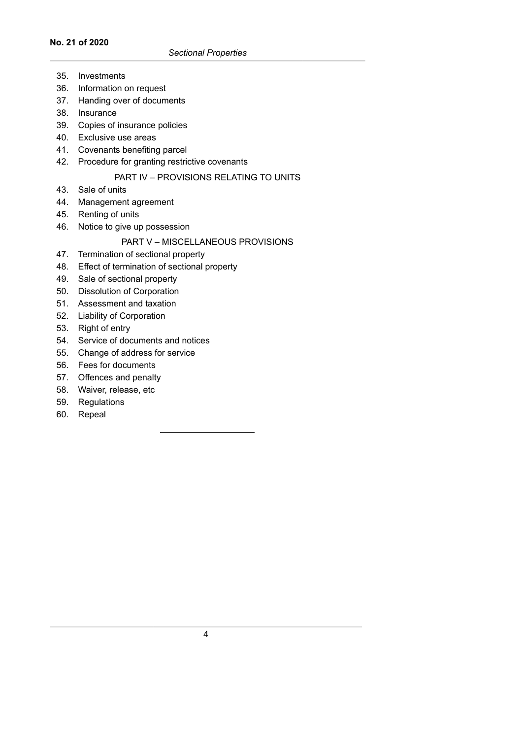35. Investments
36. Information on request
37. Handing over of documents
38. Insurance
39. Copies of insurance policies
40. Exclusive use areas
41. Covenants benefiting parcel
42. Procedure for granting restrictive covenants

PART IV – PROVISIONS RELATING TO UNITS

43. Sale of units
44. Management agreement
45. Renting of units
46. Notice to give up possession

PART V – MISCELLANEOUS PROVISIONS

47. Termination of sectional property
48. Effect of termination of sectional property
49. Sale of sectional property
50. Dissolution of Corporation
51. Assessment and taxation
52. Liability of Corporation
53. Right of entry
54. Service of documents and notices
55. Change of address for service
56. Fees for documents
57. Offences and penalty
58. Waiver, release, etc
59. Regulations
60. Repeal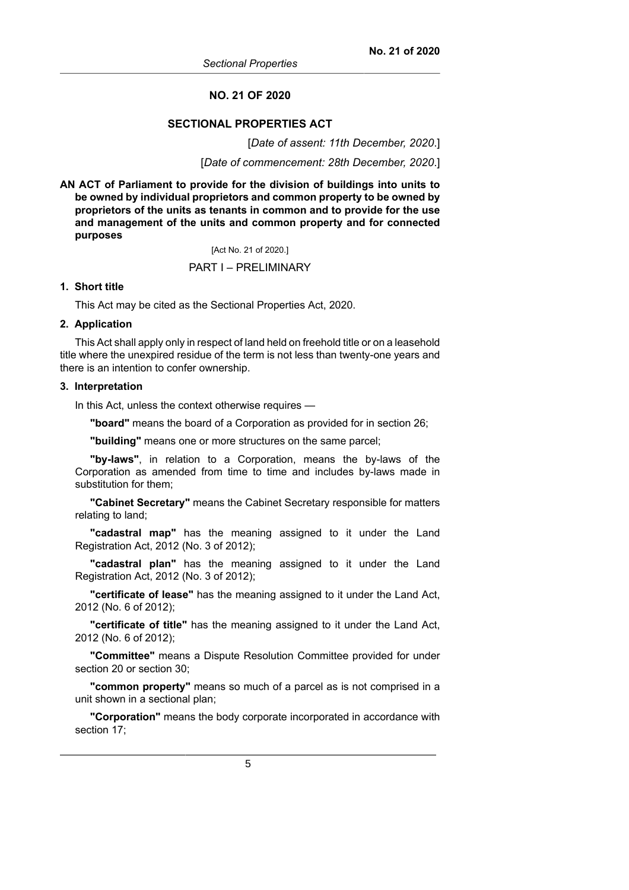# NO. 21 OF 2020

## SECTIONAL PROPERTIES ACT

[*Date of assent: 11th December, 2020*.]

[*Date of commencement: 28th December, 2020*.]

**AN ACT of Parliament to provide for the division of buildings into units to be owned by individual proprietors and common property to be owned by proprietors of the units as tenants in common and to provide for the use and management of the units and common property and for connected purposes**

[Act No. 21 of 2020.]

PART I – PRELIMINARY

### 1. Short title

This Act may be cited as the Sectional Properties Act, 2020.

### 2. Application

This Act shall apply only in respect of land held on freehold title or on a leasehold title where the unexpired residue of the term is not less than twenty-one years and there is an intention to confer ownership.

### 3. Interpretation

In this Act, unless the context otherwise requires —

**"board"** means the board of a Corporation as provided for in section 26;

**"building"** means one or more structures on the same parcel;

**"by-laws"**, in relation to a Corporation, means the by-laws of the Corporation as amended from time to time and includes by-laws made in substitution for them;

**"Cabinet Secretary"** means the Cabinet Secretary responsible for matters relating to land;

**"cadastral map"** has the meaning assigned to it under the Land Registration Act, 2012 (No. 3 of 2012);

**"cadastral plan"** has the meaning assigned to it under the Land Registration Act, 2012 (No. 3 of 2012);

**"certificate of lease"** has the meaning assigned to it under the Land Act, 2012 (No. 6 of 2012);

**"certificate of title"** has the meaning assigned to it under the Land Act, 2012 (No. 6 of 2012);

**"Committee"** means a Dispute Resolution Committee provided for under section 20 or section 30;

**"common property"** means so much of a parcel as is not comprised in a unit shown in a sectional plan;

**"Corporation"** means the body corporate incorporated in accordance with section 17;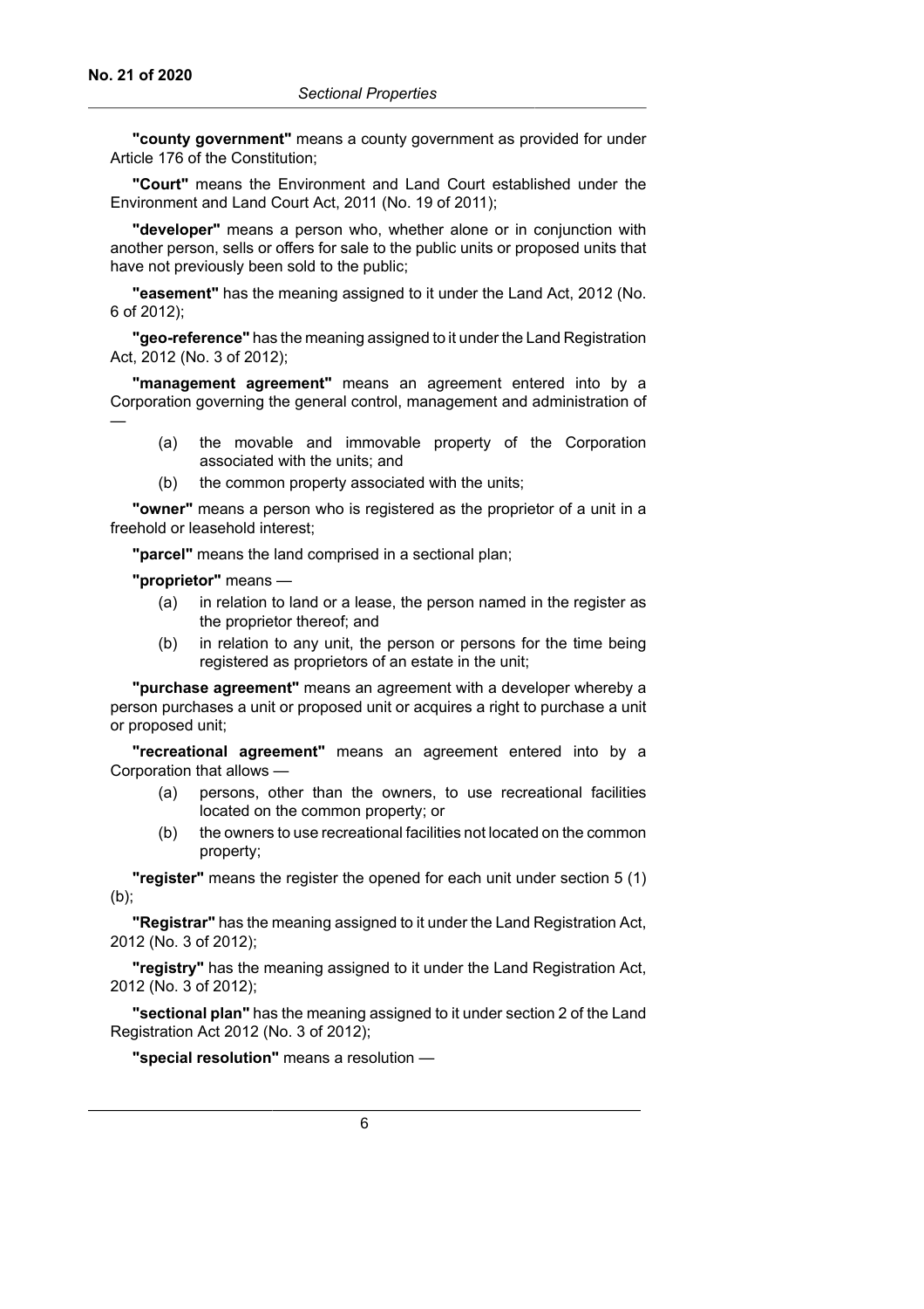**"county government"** means a county government as provided for under Article 176 of the Constitution;

**"Court"** means the Environment and Land Court established under the Environment and Land Court Act, 2011 (No. 19 of 2011);

**"developer"** means a person who, whether alone or in conjunction with another person, sells or offers for sale to the public units or proposed units that have not previously been sold to the public;

**"easement"** has the meaning assigned to it under the Land Act, 2012 (No. 6 of 2012);

**"geo-reference"** has the meaning assigned to it under the Land Registration Act, 2012 (No. 3 of 2012);

**"management agreement"** means an agreement entered into by a Corporation governing the general control, management and administration of —

- (a) the movable and immovable property of the Corporation associated with the units; and
- (b) the common property associated with the units;

**"owner"** means a person who is registered as the proprietor of a unit in a freehold or leasehold interest;

**"parcel"** means the land comprised in a sectional plan;

**"proprietor"** means —

- (a) in relation to land or a lease, the person named in the register as the proprietor thereof; and
- (b) in relation to any unit, the person or persons for the time being registered as proprietors of an estate in the unit;

**"purchase agreement"** means an agreement with a developer whereby a person purchases a unit or proposed unit or acquires a right to purchase a unit or proposed unit;

**"recreational agreement"** means an agreement entered into by a Corporation that allows —

- (a) persons, other than the owners, to use recreational facilities located on the common property; or
- (b) the owners to use recreational facilities not located on the common property;

**"register"** means the register the opened for each unit under section 5 (1) (b);

**"Registrar"** has the meaning assigned to it under the Land Registration Act, 2012 (No. 3 of 2012);

**"registry"** has the meaning assigned to it under the Land Registration Act, 2012 (No. 3 of 2012);

**"sectional plan"** has the meaning assigned to it under section 2 of the Land Registration Act 2012 (No. 3 of 2012);

**"special resolution"** means a resolution —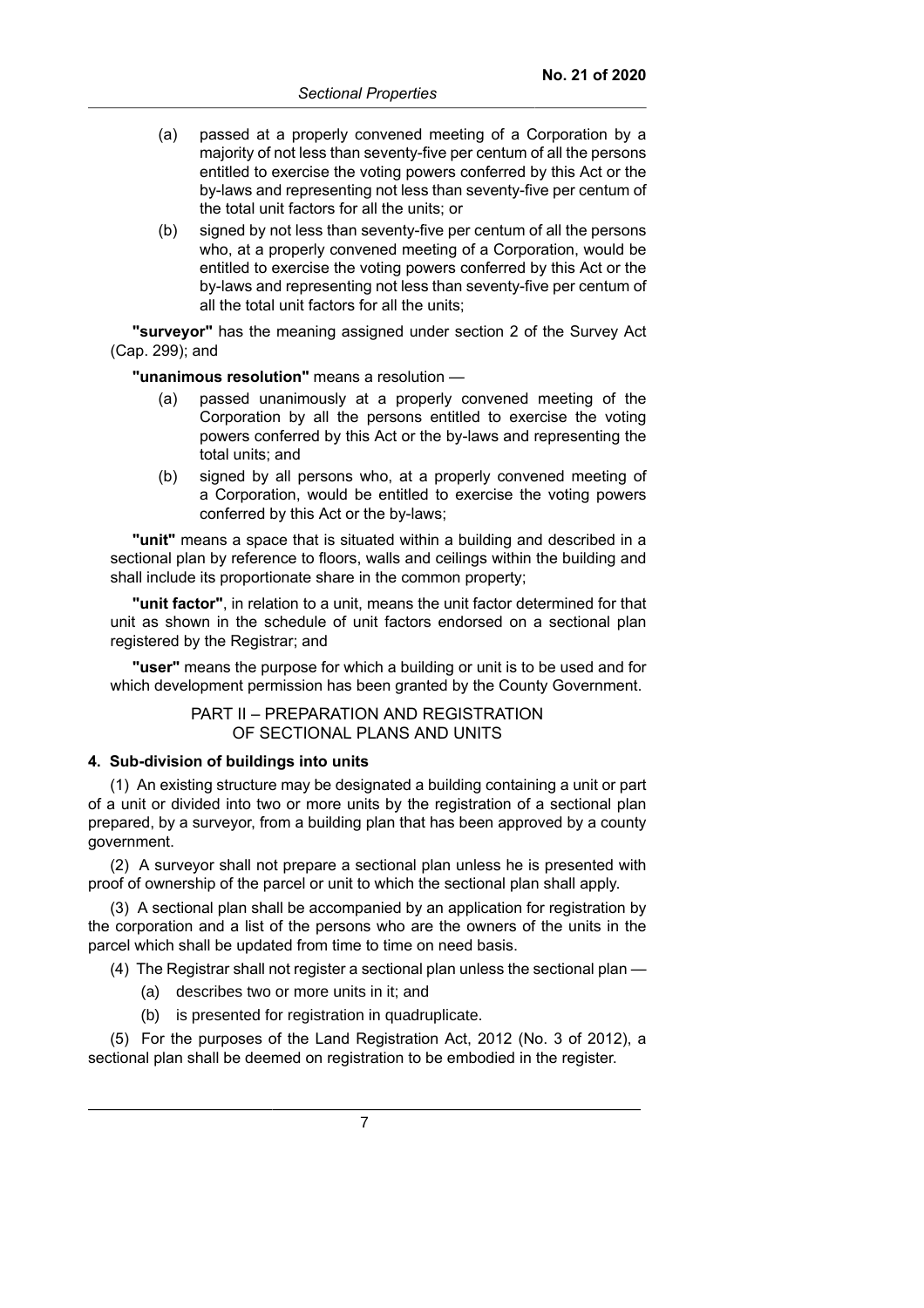(a) passed at a properly convened meeting of a Corporation by a majority of not less than seventy-five per centum of all the persons entitled to exercise the voting powers conferred by this Act or the by-laws and representing not less than seventy-five per centum of the total unit factors for all the units; or

(b) signed by not less than seventy-five per centum of all the persons who, at a properly convened meeting of a Corporation, would be entitled to exercise the voting powers conferred by this Act or the by-laws and representing not less than seventy-five per centum of all the total unit factors for all the units;

**"surveyor"** has the meaning assigned under section 2 of the Survey Act (Cap. 299); and

**"unanimous resolution"** means a resolution —

(a) passed unanimously at a properly convened meeting of the Corporation by all the persons entitled to exercise the voting powers conferred by this Act or the by-laws and representing the total units; and

(b) signed by all persons who, at a properly convened meeting of a Corporation, would be entitled to exercise the voting powers conferred by this Act or the by-laws;

**"unit"** means a space that is situated within a building and described in a sectional plan by reference to floors, walls and ceilings within the building and shall include its proportionate share in the common property;

**"unit factor"**, in relation to a unit, means the unit factor determined for that unit as shown in the schedule of unit factors endorsed on a sectional plan registered by the Registrar; and

**"user"** means the purpose for which a building or unit is to be used and for which development permission has been granted by the County Government.

## PART II – PREPARATION AND REGISTRATION OF SECTIONAL PLANS AND UNITS

### 4. Sub-division of buildings into units

(1) An existing structure may be designated a building containing a unit or part of a unit or divided into two or more units by the registration of a sectional plan prepared, by a surveyor, from a building plan that has been approved by a county government.

(2) A surveyor shall not prepare a sectional plan unless he is presented with proof of ownership of the parcel or unit to which the sectional plan shall apply.

(3) A sectional plan shall be accompanied by an application for registration by the corporation and a list of the persons who are the owners of the units in the parcel which shall be updated from time to time on need basis.

(4) The Registrar shall not register a sectional plan unless the sectional plan —

(a) describes two or more units in it; and

(b) is presented for registration in quadruplicate.

(5) For the purposes of the Land Registration Act, 2012 (No. 3 of 2012), a sectional plan shall be deemed on registration to be embodied in the register.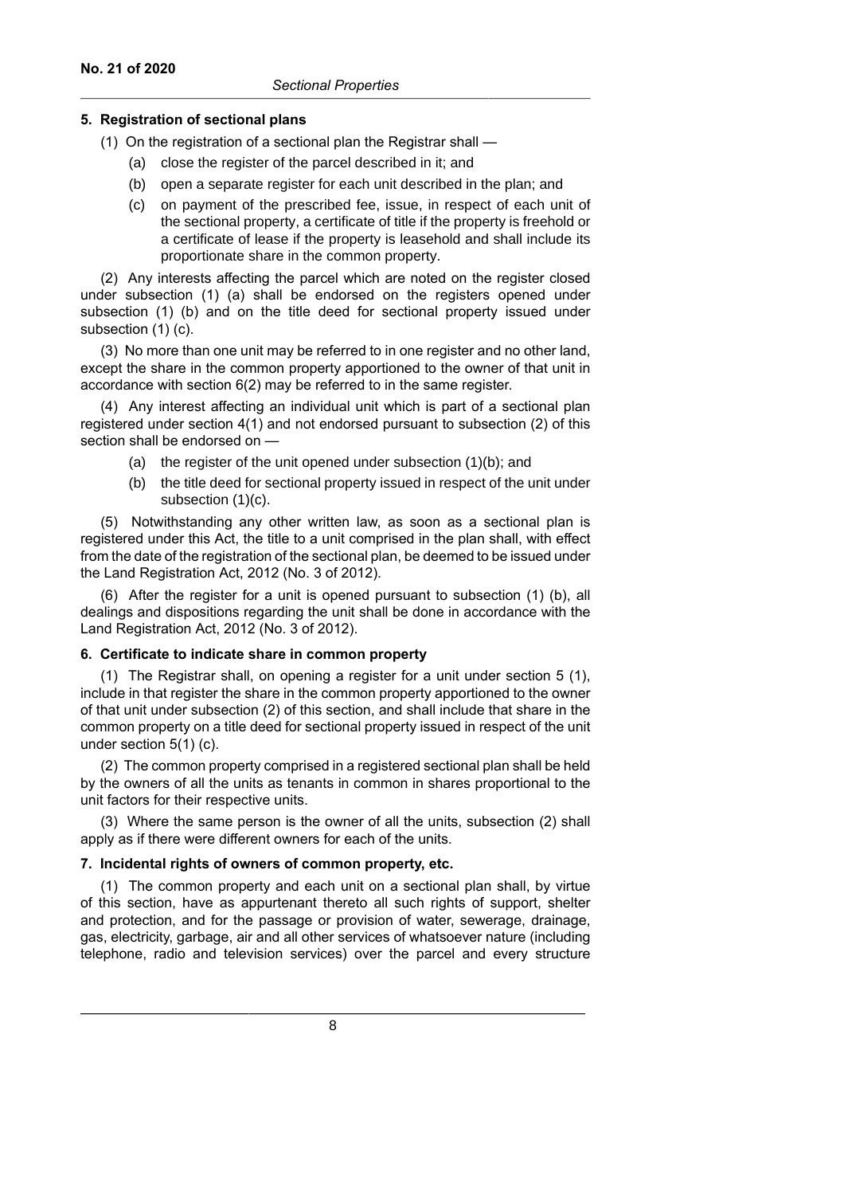### 5. Registration of sectional plans

(1) On the registration of a sectional plan the Registrar shall —

(a) close the register of the parcel described in it; and

(b) open a separate register for each unit described in the plan; and

(c) on payment of the prescribed fee, issue, in respect of each unit of the sectional property, a certificate of title if the property is freehold or a certificate of lease if the property is leasehold and shall include its proportionate share in the common property.

(2) Any interests affecting the parcel which are noted on the register closed under subsection (1) (a) shall be endorsed on the registers opened under subsection (1) (b) and on the title deed for sectional property issued under subsection (1) (c).

(3) No more than one unit may be referred to in one register and no other land, except the share in the common property apportioned to the owner of that unit in accordance with section 6(2) may be referred to in the same register.

(4) Any interest affecting an individual unit which is part of a sectional plan registered under section 4(1) and not endorsed pursuant to subsection (2) of this section shall be endorsed on —

(a) the register of the unit opened under subsection (1)(b); and

(b) the title deed for sectional property issued in respect of the unit under subsection (1)(c).

(5) Notwithstanding any other written law, as soon as a sectional plan is registered under this Act, the title to a unit comprised in the plan shall, with effect from the date of the registration of the sectional plan, be deemed to be issued under the Land Registration Act, 2012 (No. 3 of 2012).

(6) After the register for a unit is opened pursuant to subsection (1) (b), all dealings and dispositions regarding the unit shall be done in accordance with the Land Registration Act, 2012 (No. 3 of 2012).

### 6. Certificate to indicate share in common property

(1) The Registrar shall, on opening a register for a unit under section 5 (1), include in that register the share in the common property apportioned to the owner of that unit under subsection (2) of this section, and shall include that share in the common property on a title deed for sectional property issued in respect of the unit under section 5(1) (c).

(2) The common property comprised in a registered sectional plan shall be held by the owners of all the units as tenants in common in shares proportional to the unit factors for their respective units.

(3) Where the same person is the owner of all the units, subsection (2) shall apply as if there were different owners for each of the units.

### 7. Incidental rights of owners of common property, etc.

(1) The common property and each unit on a sectional plan shall, by virtue of this section, have as appurtenant thereto all such rights of support, shelter and protection, and for the passage or provision of water, sewerage, drainage, gas, electricity, garbage, air and all other services of whatsoever nature (including telephone, radio and television services) over the parcel and every structure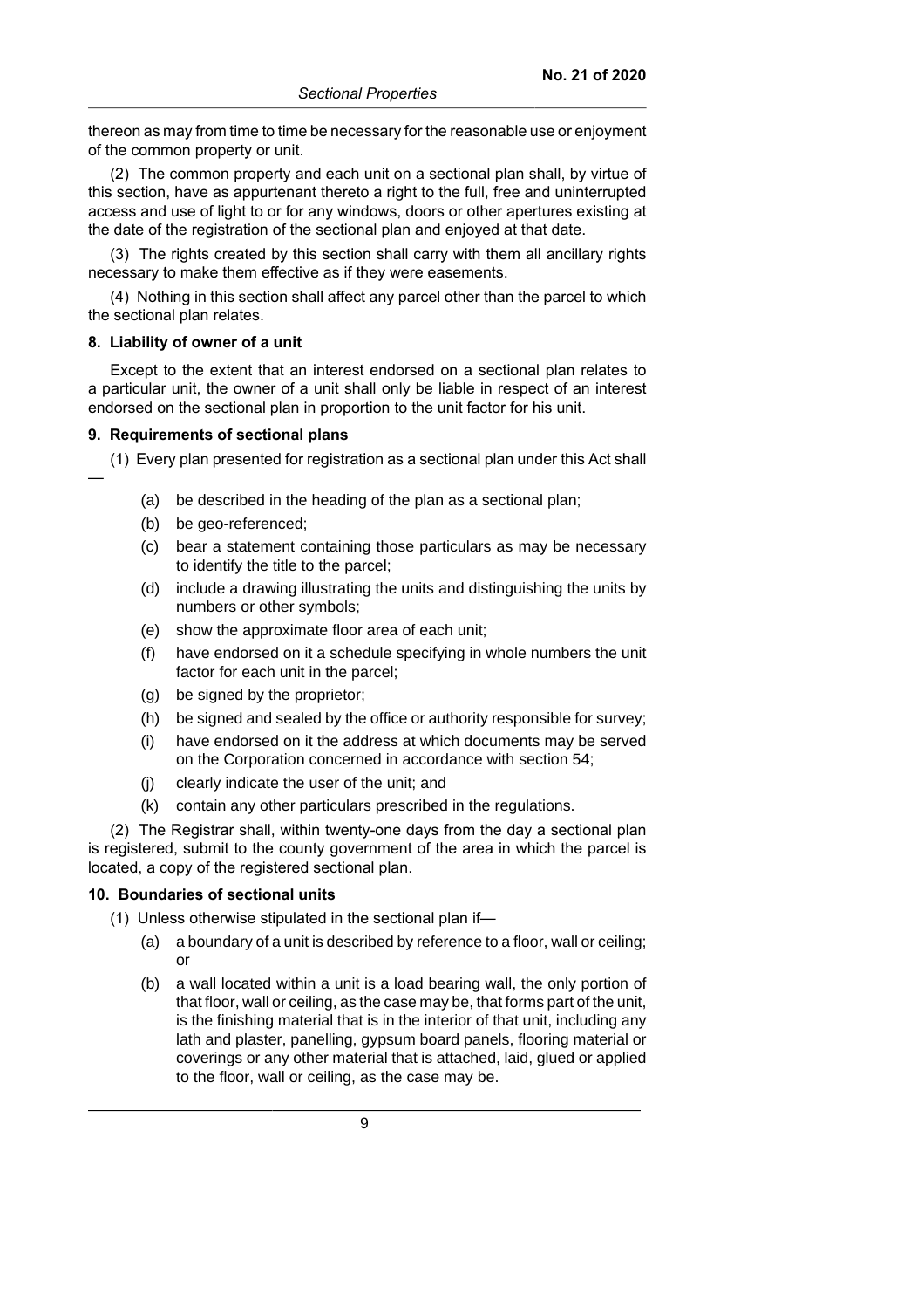thereon as may from time to time be necessary for the reasonable use or enjoyment of the common property or unit.

(2) The common property and each unit on a sectional plan shall, by virtue of this section, have as appurtenant thereto a right to the full, free and uninterrupted access and use of light to or for any windows, doors or other apertures existing at the date of the registration of the sectional plan and enjoyed at that date.

(3) The rights created by this section shall carry with them all ancillary rights necessary to make them effective as if they were easements.

(4) Nothing in this section shall affect any parcel other than the parcel to which the sectional plan relates.

### 8. Liability of owner of a unit

Except to the extent that an interest endorsed on a sectional plan relates to a particular unit, the owner of a unit shall only be liable in respect of an interest endorsed on the sectional plan in proportion to the unit factor for his unit.

### 9. Requirements of sectional plans

(1) Every plan presented for registration as a sectional plan under this Act shall —

- (a) be described in the heading of the plan as a sectional plan;
- (b) be geo-referenced;
- (c) bear a statement containing those particulars as may be necessary to identify the title to the parcel;
- (d) include a drawing illustrating the units and distinguishing the units by numbers or other symbols;
- (e) show the approximate floor area of each unit;
- (f) have endorsed on it a schedule specifying in whole numbers the unit factor for each unit in the parcel;
- (g) be signed by the proprietor;
- (h) be signed and sealed by the office or authority responsible for survey;
- (i) have endorsed on it the address at which documents may be served on the Corporation concerned in accordance with section 54;
- (j) clearly indicate the user of the unit; and
- (k) contain any other particulars prescribed in the regulations.

(2) The Registrar shall, within twenty-one days from the day a sectional plan is registered, submit to the county government of the area in which the parcel is located, a copy of the registered sectional plan.

### 10. Boundaries of sectional units

(1) Unless otherwise stipulated in the sectional plan if—

- (a) a boundary of a unit is described by reference to a floor, wall or ceiling; or
- (b) a wall located within a unit is a load bearing wall, the only portion of that floor, wall or ceiling, as the case may be, that forms part of the unit, is the finishing material that is in the interior of that unit, including any lath and plaster, panelling, gypsum board panels, flooring material or coverings or any other material that is attached, laid, glued or applied to the floor, wall or ceiling, as the case may be.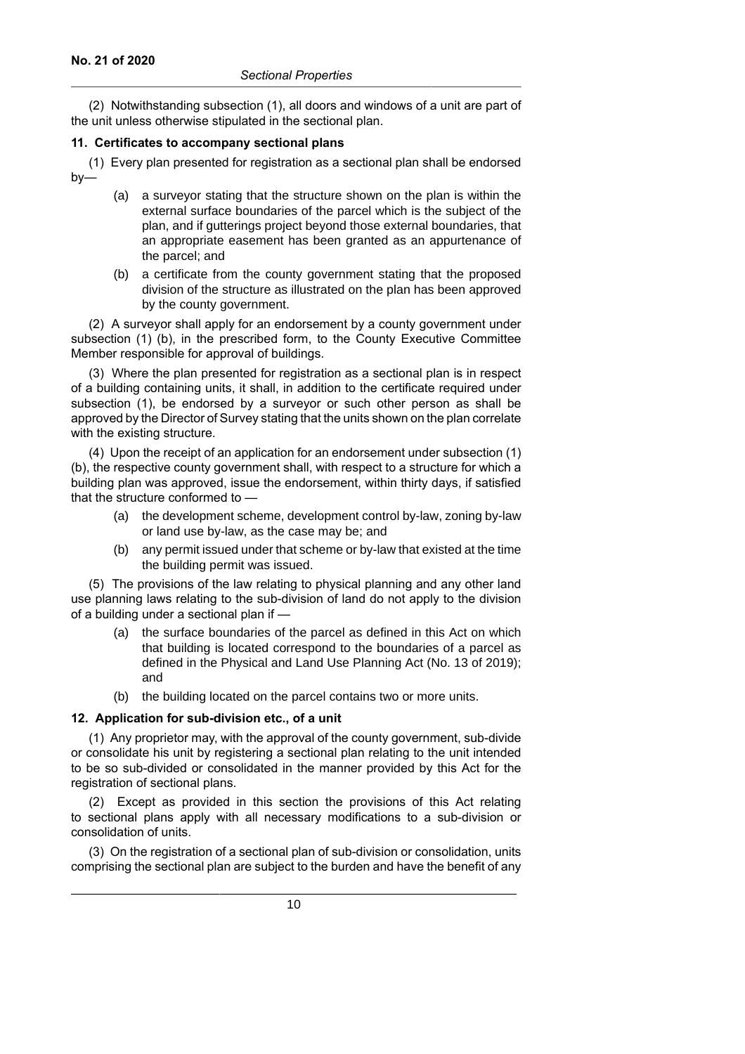(2) Notwithstanding subsection (1), all doors and windows of a unit are part of the unit unless otherwise stipulated in the sectional plan.

**11. Certificates to accompany sectional plans**

(1) Every plan presented for registration as a sectional plan shall be endorsed by—

(a) a surveyor stating that the structure shown on the plan is within the external surface boundaries of the parcel which is the subject of the plan, and if gutterings project beyond those external boundaries, that an appropriate easement has been granted as an appurtenance of the parcel; and

(b) a certificate from the county government stating that the proposed division of the structure as illustrated on the plan has been approved by the county government.

(2) A surveyor shall apply for an endorsement by a county government under subsection (1) (b), in the prescribed form, to the County Executive Committee Member responsible for approval of buildings.

(3) Where the plan presented for registration as a sectional plan is in respect of a building containing units, it shall, in addition to the certificate required under subsection (1), be endorsed by a surveyor or such other person as shall be approved by the Director of Survey stating that the units shown on the plan correlate with the existing structure.

(4) Upon the receipt of an application for an endorsement under subsection (1) (b), the respective county government shall, with respect to a structure for which a building plan was approved, issue the endorsement, within thirty days, if satisfied that the structure conformed to —

(a) the development scheme, development control by-law, zoning by-law or land use by-law, as the case may be; and

(b) any permit issued under that scheme or by-law that existed at the time the building permit was issued.

(5) The provisions of the law relating to physical planning and any other land use planning laws relating to the sub-division of land do not apply to the division of a building under a sectional plan if —

(a) the surface boundaries of the parcel as defined in this Act on which that building is located correspond to the boundaries of a parcel as defined in the Physical and Land Use Planning Act (No. 13 of 2019); and

(b) the building located on the parcel contains two or more units.

**12. Application for sub-division etc., of a unit**

(1) Any proprietor may, with the approval of the county government, sub-divide or consolidate his unit by registering a sectional plan relating to the unit intended to be so sub-divided or consolidated in the manner provided by this Act for the registration of sectional plans.

(2) Except as provided in this section the provisions of this Act relating to sectional plans apply with all necessary modifications to a sub-division or consolidation of units.

(3) On the registration of a sectional plan of sub-division or consolidation, units comprising the sectional plan are subject to the burden and have the benefit of any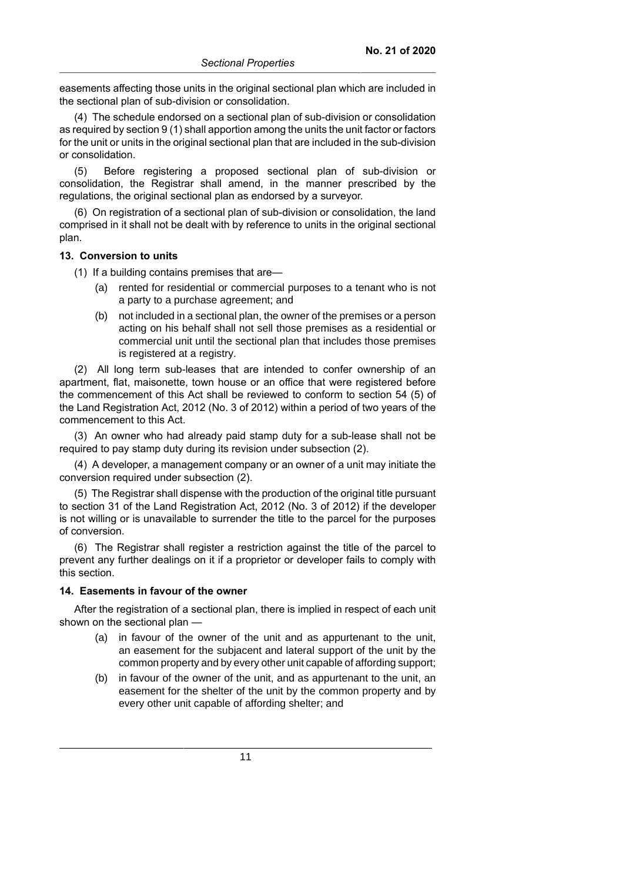easements affecting those units in the original sectional plan which are included in the sectional plan of sub-division or consolidation.

(4) The schedule endorsed on a sectional plan of sub-division or consolidation as required by section 9 (1) shall apportion among the units the unit factor or factors for the unit or units in the original sectional plan that are included in the sub-division or consolidation.

(5) Before registering a proposed sectional plan of sub-division or consolidation, the Registrar shall amend, in the manner prescribed by the regulations, the original sectional plan as endorsed by a surveyor.

(6) On registration of a sectional plan of sub-division or consolidation, the land comprised in it shall not be dealt with by reference to units in the original sectional plan.

### 13. Conversion to units

(1) If a building contains premises that are—

- (a) rented for residential or commercial purposes to a tenant who is not a party to a purchase agreement; and
- (b) not included in a sectional plan, the owner of the premises or a person acting on his behalf shall not sell those premises as a residential or commercial unit until the sectional plan that includes those premises is registered at a registry.

(2) All long term sub-leases that are intended to confer ownership of an apartment, flat, maisonette, town house or an office that were registered before the commencement of this Act shall be reviewed to conform to section 54 (5) of the Land Registration Act, 2012 (No. 3 of 2012) within a period of two years of the commencement to this Act.

(3) An owner who had already paid stamp duty for a sub-lease shall not be required to pay stamp duty during its revision under subsection (2).

(4) A developer, a management company or an owner of a unit may initiate the conversion required under subsection (2).

(5) The Registrar shall dispense with the production of the original title pursuant to section 31 of the Land Registration Act, 2012 (No. 3 of 2012) if the developer is not willing or is unavailable to surrender the title to the parcel for the purposes of conversion.

(6) The Registrar shall register a restriction against the title of the parcel to prevent any further dealings on it if a proprietor or developer fails to comply with this section.

### 14. Easements in favour of the owner

After the registration of a sectional plan, there is implied in respect of each unit shown on the sectional plan —

- (a) in favour of the owner of the unit and as appurtenant to the unit, an easement for the subjacent and lateral support of the unit by the common property and by every other unit capable of affording support;
- (b) in favour of the owner of the unit, and as appurtenant to the unit, an easement for the shelter of the unit by the common property and by every other unit capable of affording shelter; and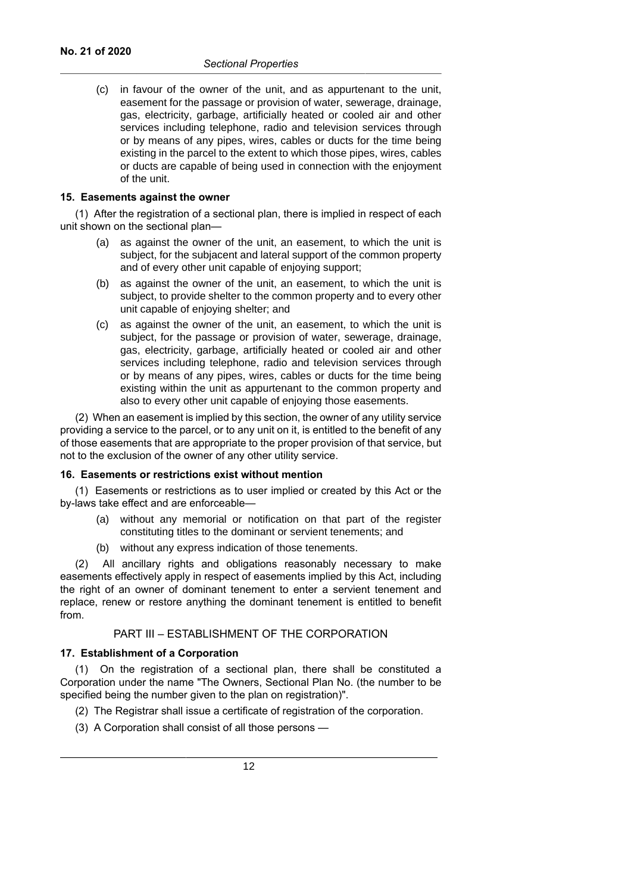(c) in favour of the owner of the unit, and as appurtenant to the unit, easement for the passage or provision of water, sewerage, drainage, gas, electricity, garbage, artificially heated or cooled air and other services including telephone, radio and television services through or by means of any pipes, wires, cables or ducts for the time being existing in the parcel to the extent to which those pipes, wires, cables or ducts are capable of being used in connection with the enjoyment of the unit.

#### 15. Easements against the owner

(1) After the registration of a sectional plan, there is implied in respect of each unit shown on the sectional plan—

(a) as against the owner of the unit, an easement, to which the unit is subject, for the subjacent and lateral support of the common property and of every other unit capable of enjoying support;

(b) as against the owner of the unit, an easement, to which the unit is subject, to provide shelter to the common property and to every other unit capable of enjoying shelter; and

(c) as against the owner of the unit, an easement, to which the unit is subject, for the passage or provision of water, sewerage, drainage, gas, electricity, garbage, artificially heated or cooled air and other services including telephone, radio and television services through or by means of any pipes, wires, cables or ducts for the time being existing within the unit as appurtenant to the common property and also to every other unit capable of enjoying those easements.

(2) When an easement is implied by this section, the owner of any utility service providing a service to the parcel, or to any unit on it, is entitled to the benefit of any of those easements that are appropriate to the proper provision of that service, but not to the exclusion of the owner of any other utility service.

#### 16. Easements or restrictions exist without mention

(1) Easements or restrictions as to user implied or created by this Act or the by-laws take effect and are enforceable—

(a) without any memorial or notification on that part of the register constituting titles to the dominant or servient tenements; and

(b) without any express indication of those tenements.

(2) All ancillary rights and obligations reasonably necessary to make easements effectively apply in respect of easements implied by this Act, including the right of an owner of dominant tenement to enter a servient tenement and replace, renew or restore anything the dominant tenement is entitled to benefit from.

### PART III – ESTABLISHMENT OF THE CORPORATION

#### 17. Establishment of a Corporation

(1) On the registration of a sectional plan, there shall be constituted a Corporation under the name "The Owners, Sectional Plan No. (the number to be specified being the number given to the plan on registration)".

(2) The Registrar shall issue a certificate of registration of the corporation.

(3) A Corporation shall consist of all those persons —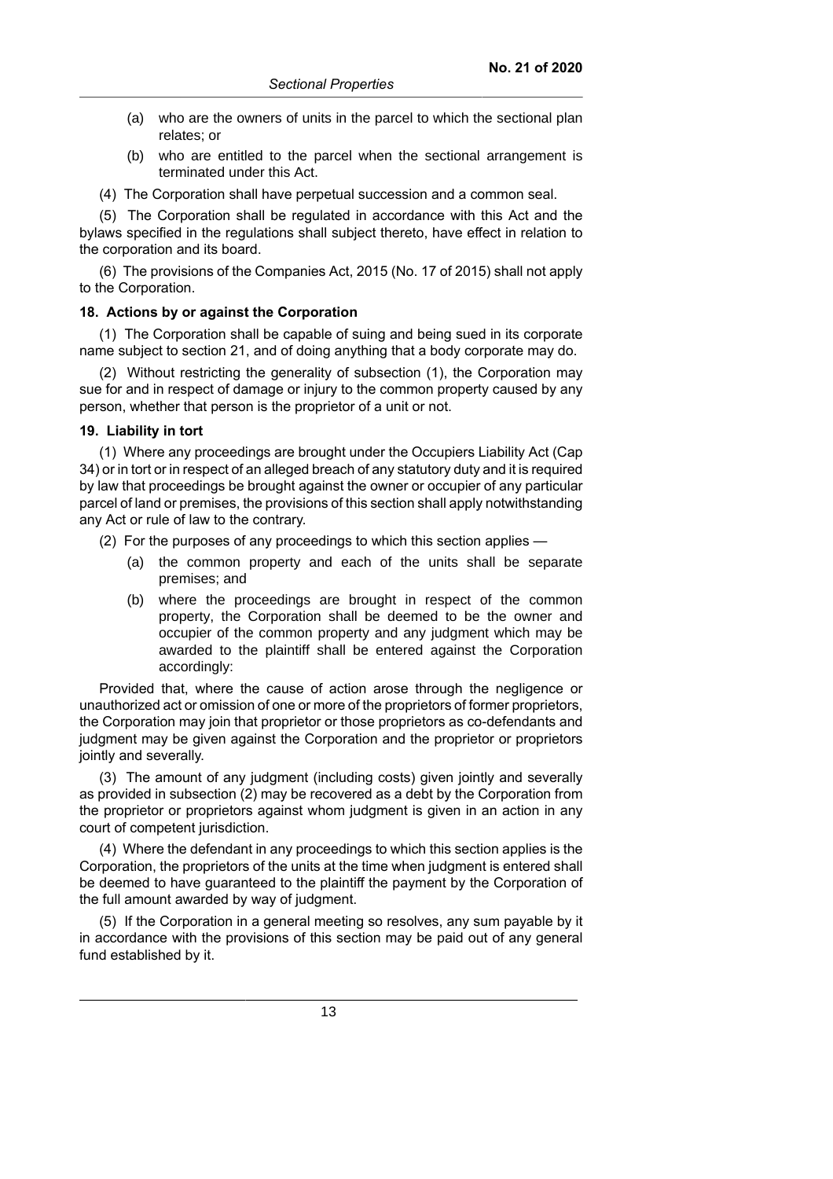(a) who are the owners of units in the parcel to which the sectional plan relates; or

(b) who are entitled to the parcel when the sectional arrangement is terminated under this Act.

(4) The Corporation shall have perpetual succession and a common seal.

(5) The Corporation shall be regulated in accordance with this Act and the bylaws specified in the regulations shall subject thereto, have effect in relation to the corporation and its board.

(6) The provisions of the Companies Act, 2015 (No. 17 of 2015) shall not apply to the Corporation.

**18. Actions by or against the Corporation**

(1) The Corporation shall be capable of suing and being sued in its corporate name subject to section 21, and of doing anything that a body corporate may do.

(2) Without restricting the generality of subsection (1), the Corporation may sue for and in respect of damage or injury to the common property caused by any person, whether that person is the proprietor of a unit or not.

**19. Liability in tort**

(1) Where any proceedings are brought under the Occupiers Liability Act (Cap 34) or in tort or in respect of an alleged breach of any statutory duty and it is required by law that proceedings be brought against the owner or occupier of any particular parcel of land or premises, the provisions of this section shall apply notwithstanding any Act or rule of law to the contrary.

(2) For the purposes of any proceedings to which this section applies —

(a) the common property and each of the units shall be separate premises; and

(b) where the proceedings are brought in respect of the common property, the Corporation shall be deemed to be the owner and occupier of the common property and any judgment which may be awarded to the plaintiff shall be entered against the Corporation accordingly:

Provided that, where the cause of action arose through the negligence or unauthorized act or omission of one or more of the proprietors of former proprietors, the Corporation may join that proprietor or those proprietors as co-defendants and judgment may be given against the Corporation and the proprietor or proprietors jointly and severally.

(3) The amount of any judgment (including costs) given jointly and severally as provided in subsection (2) may be recovered as a debt by the Corporation from the proprietor or proprietors against whom judgment is given in an action in any court of competent jurisdiction.

(4) Where the defendant in any proceedings to which this section applies is the Corporation, the proprietors of the units at the time when judgment is entered shall be deemed to have guaranteed to the plaintiff the payment by the Corporation of the full amount awarded by way of judgment.

(5) If the Corporation in a general meeting so resolves, any sum payable by it in accordance with the provisions of this section may be paid out of any general fund established by it.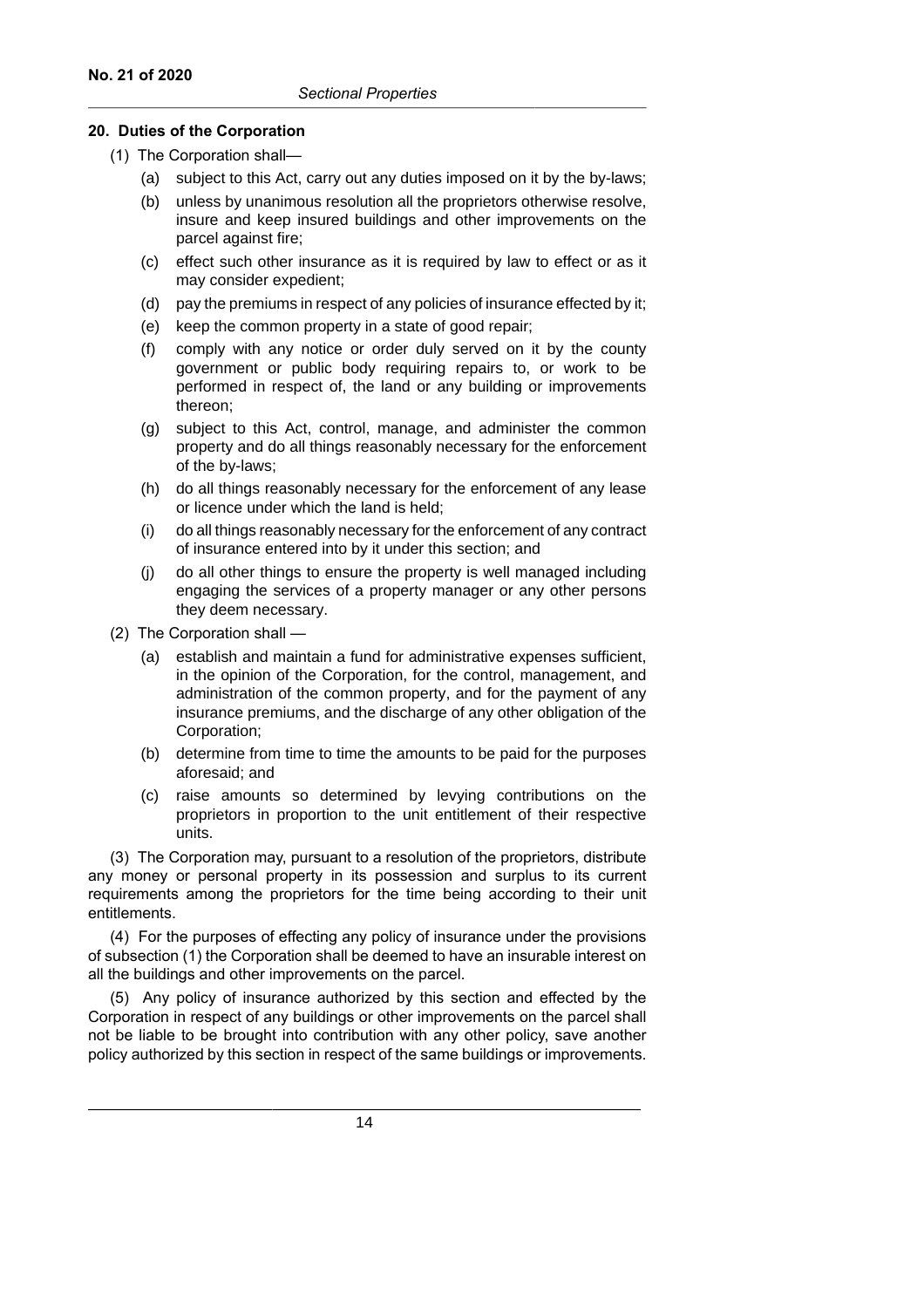### 20. Duties of the Corporation

(1) The Corporation shall—

(a) subject to this Act, carry out any duties imposed on it by the by-laws;

(b) unless by unanimous resolution all the proprietors otherwise resolve, insure and keep insured buildings and other improvements on the parcel against fire;

(c) effect such other insurance as it is required by law to effect or as it may consider expedient;

(d) pay the premiums in respect of any policies of insurance effected by it;

(e) keep the common property in a state of good repair;

(f) comply with any notice or order duly served on it by the county government or public body requiring repairs to, or work to be performed in respect of, the land or any building or improvements thereon;

(g) subject to this Act, control, manage, and administer the common property and do all things reasonably necessary for the enforcement of the by-laws;

(h) do all things reasonably necessary for the enforcement of any lease or licence under which the land is held;

(i) do all things reasonably necessary for the enforcement of any contract of insurance entered into by it under this section; and

(j) do all other things to ensure the property is well managed including engaging the services of a property manager or any other persons they deem necessary.

(2) The Corporation shall —

(a) establish and maintain a fund for administrative expenses sufficient, in the opinion of the Corporation, for the control, management, and administration of the common property, and for the payment of any insurance premiums, and the discharge of any other obligation of the Corporation;

(b) determine from time to time the amounts to be paid for the purposes aforesaid; and

(c) raise amounts so determined by levying contributions on the proprietors in proportion to the unit entitlement of their respective units.

(3) The Corporation may, pursuant to a resolution of the proprietors, distribute any money or personal property in its possession and surplus to its current requirements among the proprietors for the time being according to their unit entitlements.

(4) For the purposes of effecting any policy of insurance under the provisions of subsection (1) the Corporation shall be deemed to have an insurable interest on all the buildings and other improvements on the parcel.

(5) Any policy of insurance authorized by this section and effected by the Corporation in respect of any buildings or other improvements on the parcel shall not be liable to be brought into contribution with any other policy, save another policy authorized by this section in respect of the same buildings or improvements.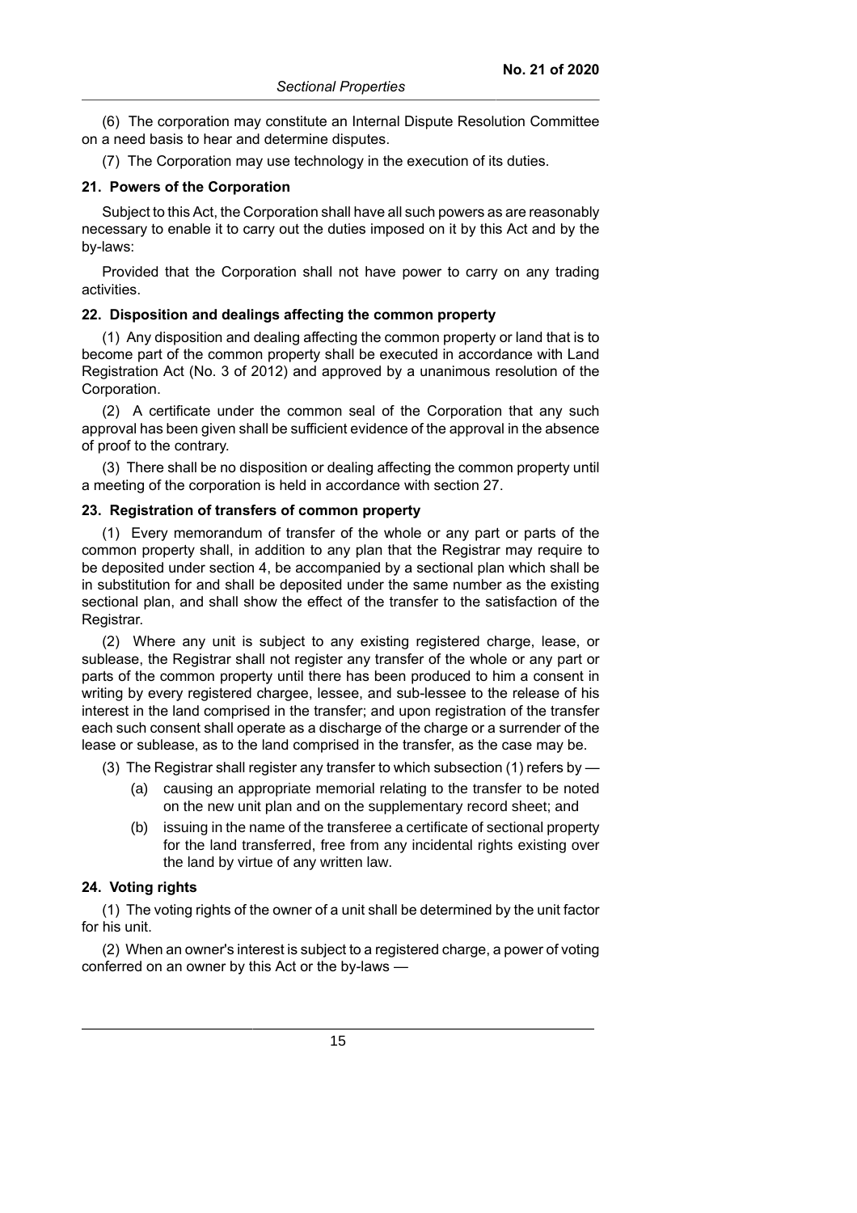(6) The corporation may constitute an Internal Dispute Resolution Committee on a need basis to hear and determine disputes.

(7) The Corporation may use technology in the execution of its duties.

### 21. Powers of the Corporation

Subject to this Act, the Corporation shall have all such powers as are reasonably necessary to enable it to carry out the duties imposed on it by this Act and by the by-laws:

Provided that the Corporation shall not have power to carry on any trading activities.

### 22. Disposition and dealings affecting the common property

(1) Any disposition and dealing affecting the common property or land that is to become part of the common property shall be executed in accordance with Land Registration Act (No. 3 of 2012) and approved by a unanimous resolution of the Corporation.

(2) A certificate under the common seal of the Corporation that any such approval has been given shall be sufficient evidence of the approval in the absence of proof to the contrary.

(3) There shall be no disposition or dealing affecting the common property until a meeting of the corporation is held in accordance with section 27.

### 23. Registration of transfers of common property

(1) Every memorandum of transfer of the whole or any part or parts of the common property shall, in addition to any plan that the Registrar may require to be deposited under section 4, be accompanied by a sectional plan which shall be in substitution for and shall be deposited under the same number as the existing sectional plan, and shall show the effect of the transfer to the satisfaction of the Registrar.

(2) Where any unit is subject to any existing registered charge, lease, or sublease, the Registrar shall not register any transfer of the whole or any part or parts of the common property until there has been produced to him a consent in writing by every registered chargee, lessee, and sub-lessee to the release of his interest in the land comprised in the transfer; and upon registration of the transfer each such consent shall operate as a discharge of the charge or a surrender of the lease or sublease, as to the land comprised in the transfer, as the case may be.

(3) The Registrar shall register any transfer to which subsection (1) refers by —

(a) causing an appropriate memorial relating to the transfer to be noted on the new unit plan and on the supplementary record sheet; and

(b) issuing in the name of the transferee a certificate of sectional property for the land transferred, free from any incidental rights existing over the land by virtue of any written law.

### 24. Voting rights

(1) The voting rights of the owner of a unit shall be determined by the unit factor for his unit.

(2) When an owner's interest is subject to a registered charge, a power of voting conferred on an owner by this Act or the by-laws —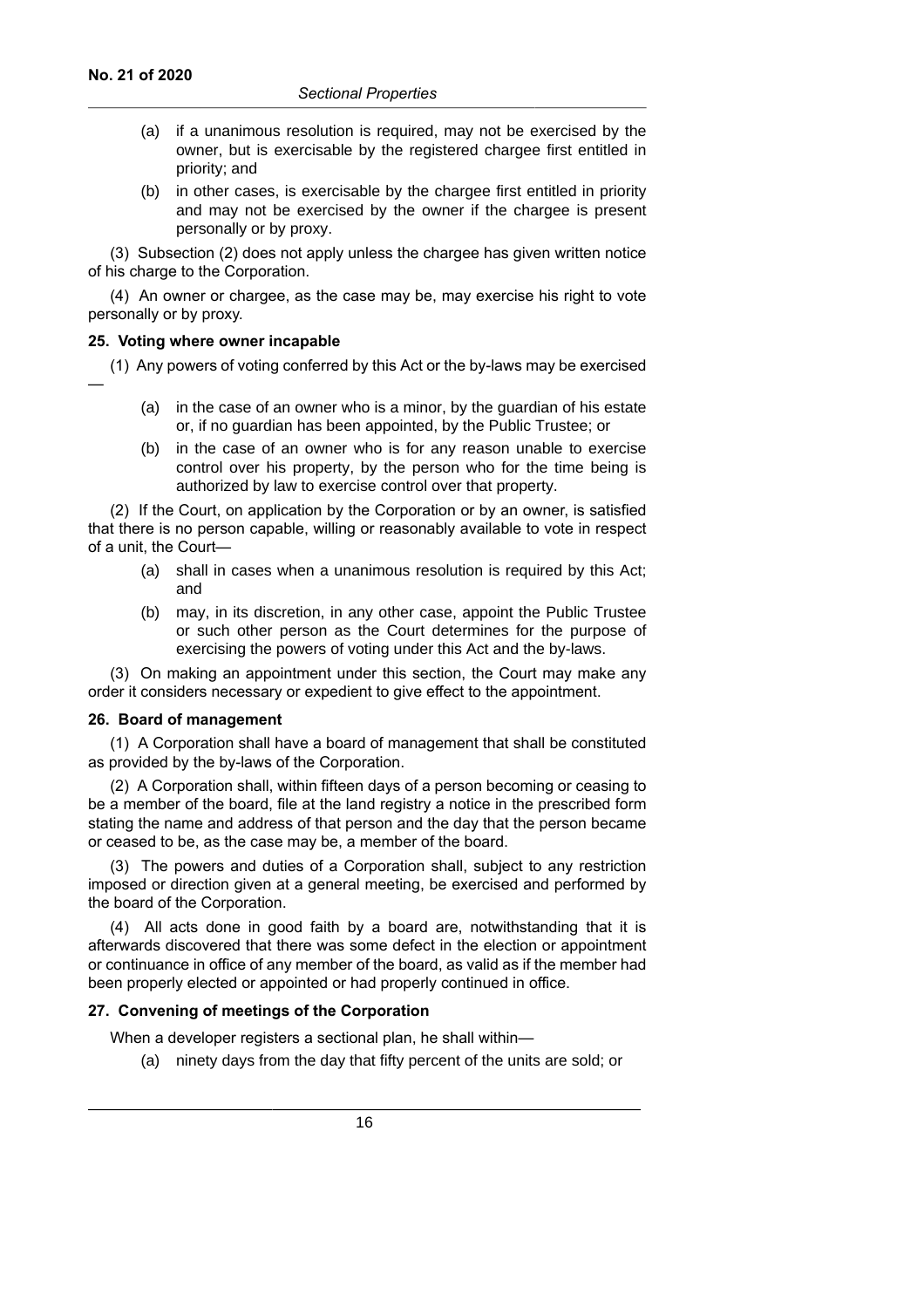(a) if a unanimous resolution is required, may not be exercised by the owner, but is exercisable by the registered chargee first entitled in priority; and

(b) in other cases, is exercisable by the chargee first entitled in priority and may not be exercised by the owner if the chargee is present personally or by proxy.

(3) Subsection (2) does not apply unless the chargee has given written notice of his charge to the Corporation.

(4) An owner or chargee, as the case may be, may exercise his right to vote personally or by proxy.

**25. Voting where owner incapable**

(1) Any powers of voting conferred by this Act or the by-laws may be exercised —

(a) in the case of an owner who is a minor, by the guardian of his estate or, if no guardian has been appointed, by the Public Trustee; or

(b) in the case of an owner who is for any reason unable to exercise control over his property, by the person who for the time being is authorized by law to exercise control over that property.

(2) If the Court, on application by the Corporation or by an owner, is satisfied that there is no person capable, willing or reasonably available to vote in respect of a unit, the Court—

(a) shall in cases when a unanimous resolution is required by this Act; and

(b) may, in its discretion, in any other case, appoint the Public Trustee or such other person as the Court determines for the purpose of exercising the powers of voting under this Act and the by-laws.

(3) On making an appointment under this section, the Court may make any order it considers necessary or expedient to give effect to the appointment.

**26. Board of management**

(1) A Corporation shall have a board of management that shall be constituted as provided by the by-laws of the Corporation.

(2) A Corporation shall, within fifteen days of a person becoming or ceasing to be a member of the board, file at the land registry a notice in the prescribed form stating the name and address of that person and the day that the person became or ceased to be, as the case may be, a member of the board.

(3) The powers and duties of a Corporation shall, subject to any restriction imposed or direction given at a general meeting, be exercised and performed by the board of the Corporation.

(4) All acts done in good faith by a board are, notwithstanding that it is afterwards discovered that there was some defect in the election or appointment or continuance in office of any member of the board, as valid as if the member had been properly elected or appointed or had properly continued in office.

**27. Convening of meetings of the Corporation**

When a developer registers a sectional plan, he shall within—

(a) ninety days from the day that fifty percent of the units are sold; or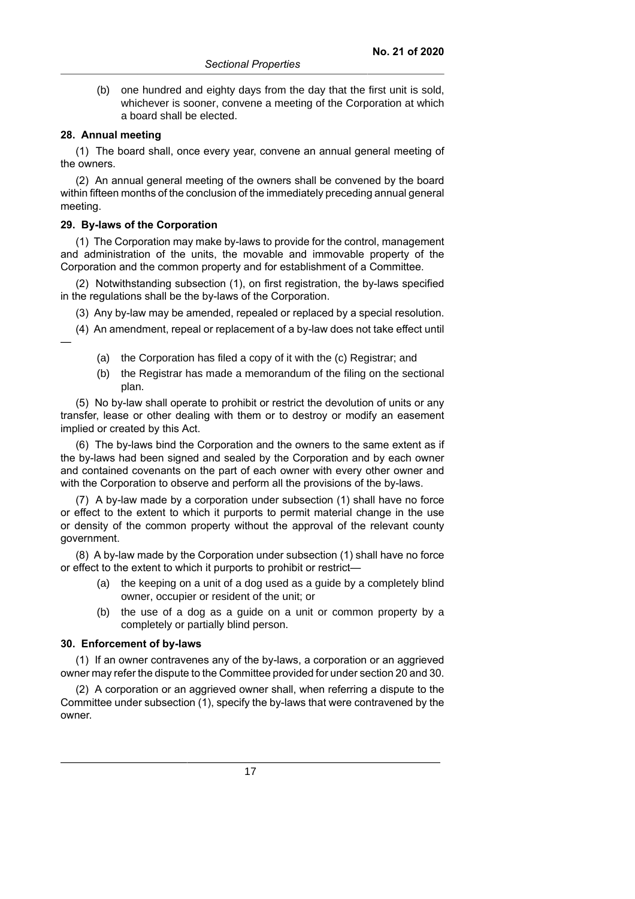(b) one hundred and eighty days from the day that the first unit is sold, whichever is sooner, convene a meeting of the Corporation at which a board shall be elected.

**28. Annual meeting**

(1) The board shall, once every year, convene an annual general meeting of the owners.

(2) An annual general meeting of the owners shall be convened by the board within fifteen months of the conclusion of the immediately preceding annual general meeting.

**29. By-laws of the Corporation**

(1) The Corporation may make by-laws to provide for the control, management and administration of the units, the movable and immovable property of the Corporation and the common property and for establishment of a Committee.

(2) Notwithstanding subsection (1), on first registration, the by-laws specified in the regulations shall be the by-laws of the Corporation.

(3) Any by-law may be amended, repealed or replaced by a special resolution.

(4) An amendment, repeal or replacement of a by-law does not take effect until —

(a) the Corporation has filed a copy of it with the (c) Registrar; and

(b) the Registrar has made a memorandum of the filing on the sectional plan.

(5) No by-law shall operate to prohibit or restrict the devolution of units or any transfer, lease or other dealing with them or to destroy or modify an easement implied or created by this Act.

(6) The by-laws bind the Corporation and the owners to the same extent as if the by-laws had been signed and sealed by the Corporation and by each owner and contained covenants on the part of each owner with every other owner and with the Corporation to observe and perform all the provisions of the by-laws.

(7) A by-law made by a corporation under subsection (1) shall have no force or effect to the extent to which it purports to permit material change in the use or density of the common property without the approval of the relevant county government.

(8) A by-law made by the Corporation under subsection (1) shall have no force or effect to the extent to which it purports to prohibit or restrict—

(a) the keeping on a unit of a dog used as a guide by a completely blind owner, occupier or resident of the unit; or

(b) the use of a dog as a guide on a unit or common property by a completely or partially blind person.

**30. Enforcement of by-laws**

(1) If an owner contravenes any of the by-laws, a corporation or an aggrieved owner may refer the dispute to the Committee provided for under section 20 and 30.

(2) A corporation or an aggrieved owner shall, when referring a dispute to the Committee under subsection (1), specify the by-laws that were contravened by the owner.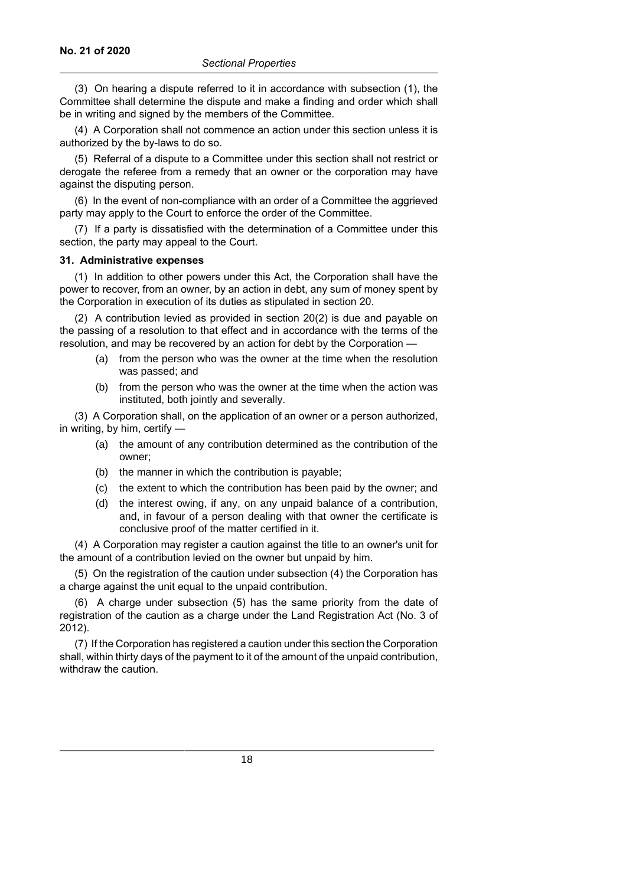(3) On hearing a dispute referred to it in accordance with subsection (1), the Committee shall determine the dispute and make a finding and order which shall be in writing and signed by the members of the Committee.

(4) A Corporation shall not commence an action under this section unless it is authorized by the by-laws to do so.

(5) Referral of a dispute to a Committee under this section shall not restrict or derogate the referee from a remedy that an owner or the corporation may have against the disputing person.

(6) In the event of non-compliance with an order of a Committee the aggrieved party may apply to the Court to enforce the order of the Committee.

(7) If a party is dissatisfied with the determination of a Committee under this section, the party may appeal to the Court.

**31. Administrative expenses**

(1) In addition to other powers under this Act, the Corporation shall have the power to recover, from an owner, by an action in debt, any sum of money spent by the Corporation in execution of its duties as stipulated in section 20.

(2) A contribution levied as provided in section 20(2) is due and payable on the passing of a resolution to that effect and in accordance with the terms of the resolution, and may be recovered by an action for debt by the Corporation —

- (a) from the person who was the owner at the time when the resolution was passed; and
- (b) from the person who was the owner at the time when the action was instituted, both jointly and severally.

(3) A Corporation shall, on the application of an owner or a person authorized, in writing, by him, certify —

- (a) the amount of any contribution determined as the contribution of the owner;
- (b) the manner in which the contribution is payable;
- (c) the extent to which the contribution has been paid by the owner; and
- (d) the interest owing, if any, on any unpaid balance of a contribution, and, in favour of a person dealing with that owner the certificate is conclusive proof of the matter certified in it.

(4) A Corporation may register a caution against the title to an owner's unit for the amount of a contribution levied on the owner but unpaid by him.

(5) On the registration of the caution under subsection (4) the Corporation has a charge against the unit equal to the unpaid contribution.

(6) A charge under subsection (5) has the same priority from the date of registration of the caution as a charge under the Land Registration Act (No. 3 of 2012).

(7) If the Corporation has registered a caution under this section the Corporation shall, within thirty days of the payment to it of the amount of the unpaid contribution, withdraw the caution.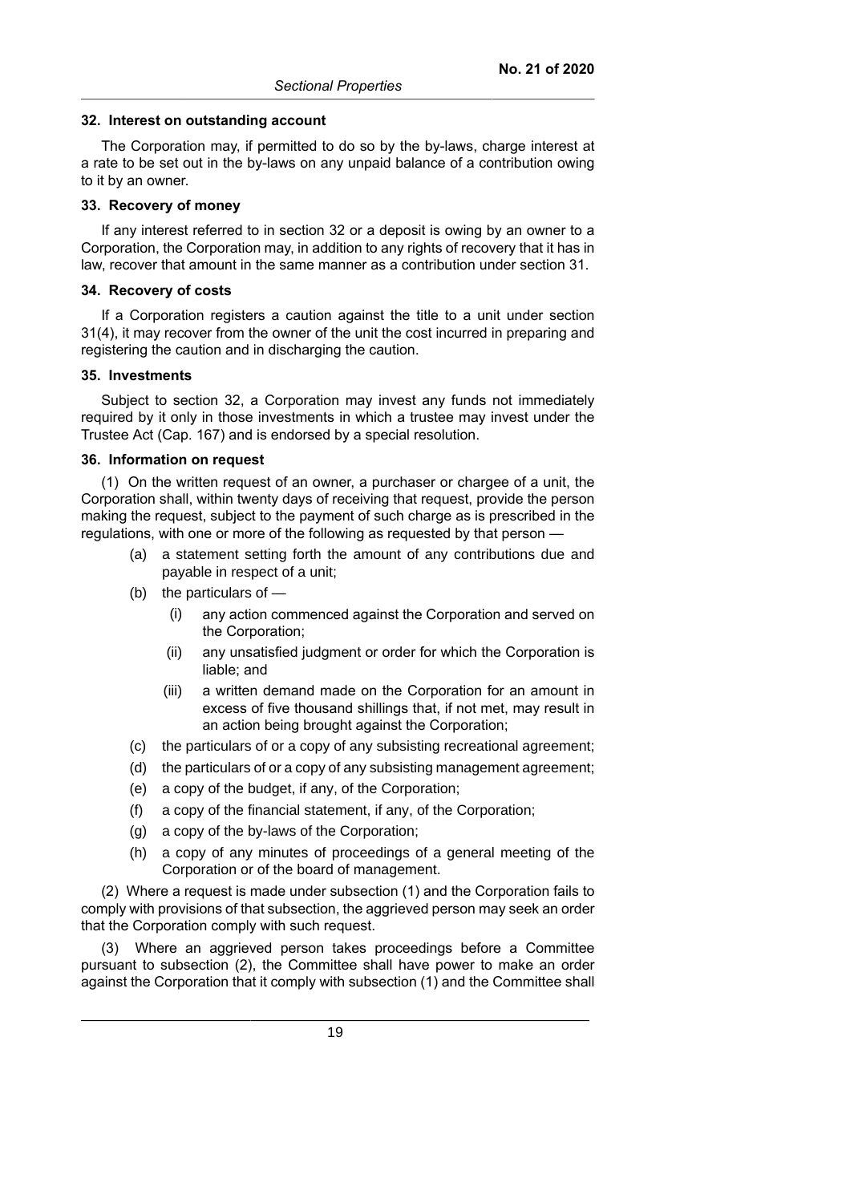### 32. Interest on outstanding account

The Corporation may, if permitted to do so by the by-laws, charge interest at a rate to be set out in the by-laws on any unpaid balance of a contribution owing to it by an owner.

### 33. Recovery of money

If any interest referred to in section 32 or a deposit is owing by an owner to a Corporation, the Corporation may, in addition to any rights of recovery that it has in law, recover that amount in the same manner as a contribution under section 31.

### 34. Recovery of costs

If a Corporation registers a caution against the title to a unit under section 31(4), it may recover from the owner of the unit the cost incurred in preparing and registering the caution and in discharging the caution.

### 35. Investments

Subject to section 32, a Corporation may invest any funds not immediately required by it only in those investments in which a trustee may invest under the Trustee Act (Cap. 167) and is endorsed by a special resolution.

### 36. Information on request

(1) On the written request of an owner, a purchaser or chargee of a unit, the Corporation shall, within twenty days of receiving that request, provide the person making the request, subject to the payment of such charge as is prescribed in the regulations, with one or more of the following as requested by that person —

- (a) a statement setting forth the amount of any contributions due and payable in respect of a unit;
- (b) the particulars of —
  - (i) any action commenced against the Corporation and served on the Corporation;
  - (ii) any unsatisfied judgment or order for which the Corporation is liable; and
  - (iii) a written demand made on the Corporation for an amount in excess of five thousand shillings that, if not met, may result in an action being brought against the Corporation;
- (c) the particulars of or a copy of any subsisting recreational agreement;
- (d) the particulars of or a copy of any subsisting management agreement;
- (e) a copy of the budget, if any, of the Corporation;
- (f) a copy of the financial statement, if any, of the Corporation;
- (g) a copy of the by-laws of the Corporation;
- (h) a copy of any minutes of proceedings of a general meeting of the Corporation or of the board of management.

(2) Where a request is made under subsection (1) and the Corporation fails to comply with provisions of that subsection, the aggrieved person may seek an order that the Corporation comply with such request.

(3) Where an aggrieved person takes proceedings before a Committee pursuant to subsection (2), the Committee shall have power to make an order against the Corporation that it comply with subsection (1) and the Committee shall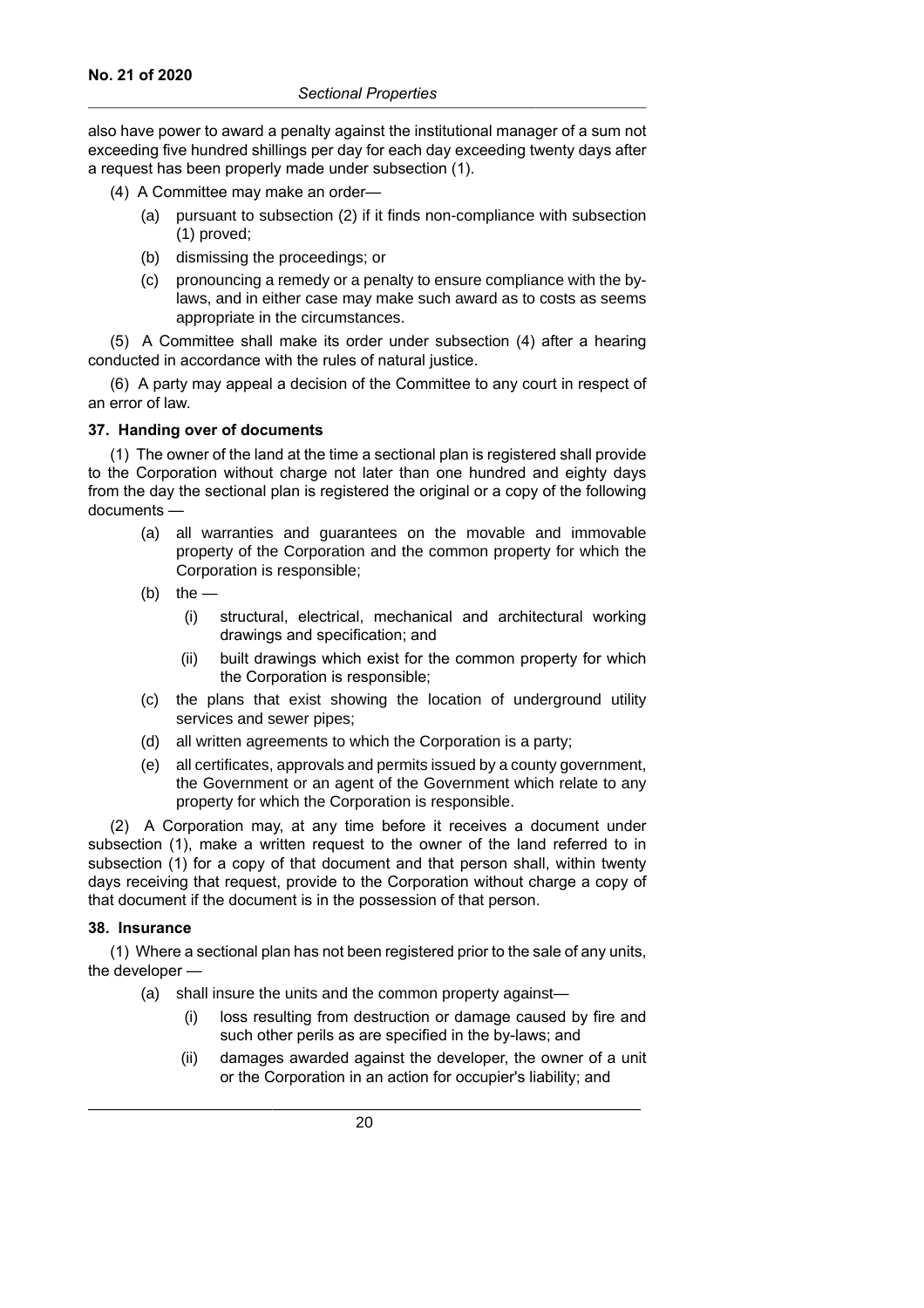also have power to award a penalty against the institutional manager of a sum not exceeding five hundred shillings per day for each day exceeding twenty days after a request has been properly made under subsection (1).

(4) A Committee may make an order—

- (a) pursuant to subsection (2) if it finds non-compliance with subsection (1) proved;
- (b) dismissing the proceedings; or
- (c) pronouncing a remedy or a penalty to ensure compliance with the by-laws, and in either case may make such award as to costs as seems appropriate in the circumstances.

(5) A Committee shall make its order under subsection (4) after a hearing conducted in accordance with the rules of natural justice.

(6) A party may appeal a decision of the Committee to any court in respect of an error of law.

**37. Handing over of documents**

(1) The owner of the land at the time a sectional plan is registered shall provide to the Corporation without charge not later than one hundred and eighty days from the day the sectional plan is registered the original or a copy of the following documents —

- (a) all warranties and guarantees on the movable and immovable property of the Corporation and the common property for which the Corporation is responsible;
- (b) the —
  - (i) structural, electrical, mechanical and architectural working drawings and specification; and
  - (ii) built drawings which exist for the common property for which the Corporation is responsible;
- (c) the plans that exist showing the location of underground utility services and sewer pipes;
- (d) all written agreements to which the Corporation is a party;
- (e) all certificates, approvals and permits issued by a county government, the Government or an agent of the Government which relate to any property for which the Corporation is responsible.

(2) A Corporation may, at any time before it receives a document under subsection (1), make a written request to the owner of the land referred to in subsection (1) for a copy of that document and that person shall, within twenty days receiving that request, provide to the Corporation without charge a copy of that document if the document is in the possession of that person.

**38. Insurance**

(1) Where a sectional plan has not been registered prior to the sale of any units, the developer —

- (a) shall insure the units and the common property against—
  - (i) loss resulting from destruction or damage caused by fire and such other perils as are specified in the by-laws; and
  - (ii) damages awarded against the developer, the owner of a unit or the Corporation in an action for occupier's liability; and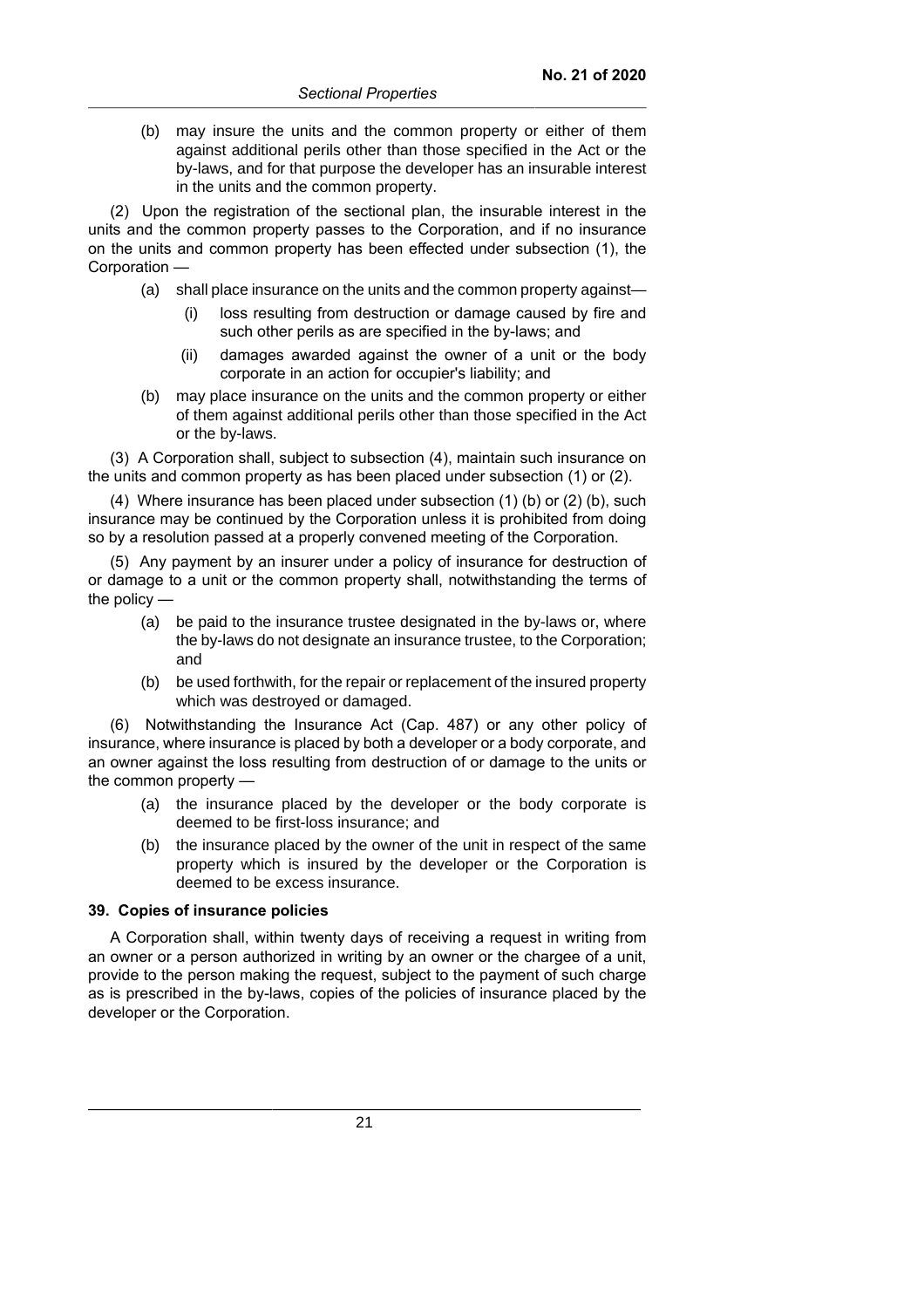(b) may insure the units and the common property or either of them against additional perils other than those specified in the Act or the by-laws, and for that purpose the developer has an insurable interest in the units and the common property.

(2) Upon the registration of the sectional plan, the insurable interest in the units and the common property passes to the Corporation, and if no insurance on the units and common property has been effected under subsection (1), the Corporation —

(a) shall place insurance on the units and the common property against—

(i) loss resulting from destruction or damage caused by fire and such other perils as are specified in the by-laws; and

(ii) damages awarded against the owner of a unit or the body corporate in an action for occupier's liability; and

(b) may place insurance on the units and the common property or either of them against additional perils other than those specified in the Act or the by-laws.

(3) A Corporation shall, subject to subsection (4), maintain such insurance on the units and common property as has been placed under subsection (1) or (2).

(4) Where insurance has been placed under subsection (1) (b) or (2) (b), such insurance may be continued by the Corporation unless it is prohibited from doing so by a resolution passed at a properly convened meeting of the Corporation.

(5) Any payment by an insurer under a policy of insurance for destruction of or damage to a unit or the common property shall, notwithstanding the terms of the policy —

(a) be paid to the insurance trustee designated in the by-laws or, where the by-laws do not designate an insurance trustee, to the Corporation; and

(b) be used forthwith, for the repair or replacement of the insured property which was destroyed or damaged.

(6) Notwithstanding the Insurance Act (Cap. 487) or any other policy of insurance, where insurance is placed by both a developer or a body corporate, and an owner against the loss resulting from destruction of or damage to the units or the common property —

(a) the insurance placed by the developer or the body corporate is deemed to be first-loss insurance; and

(b) the insurance placed by the owner of the unit in respect of the same property which is insured by the developer or the Corporation is deemed to be excess insurance.

### 39. Copies of insurance policies

A Corporation shall, within twenty days of receiving a request in writing from an owner or a person authorized in writing by an owner or the chargee of a unit, provide to the person making the request, subject to the payment of such charge as is prescribed in the by-laws, copies of the policies of insurance placed by the developer or the Corporation.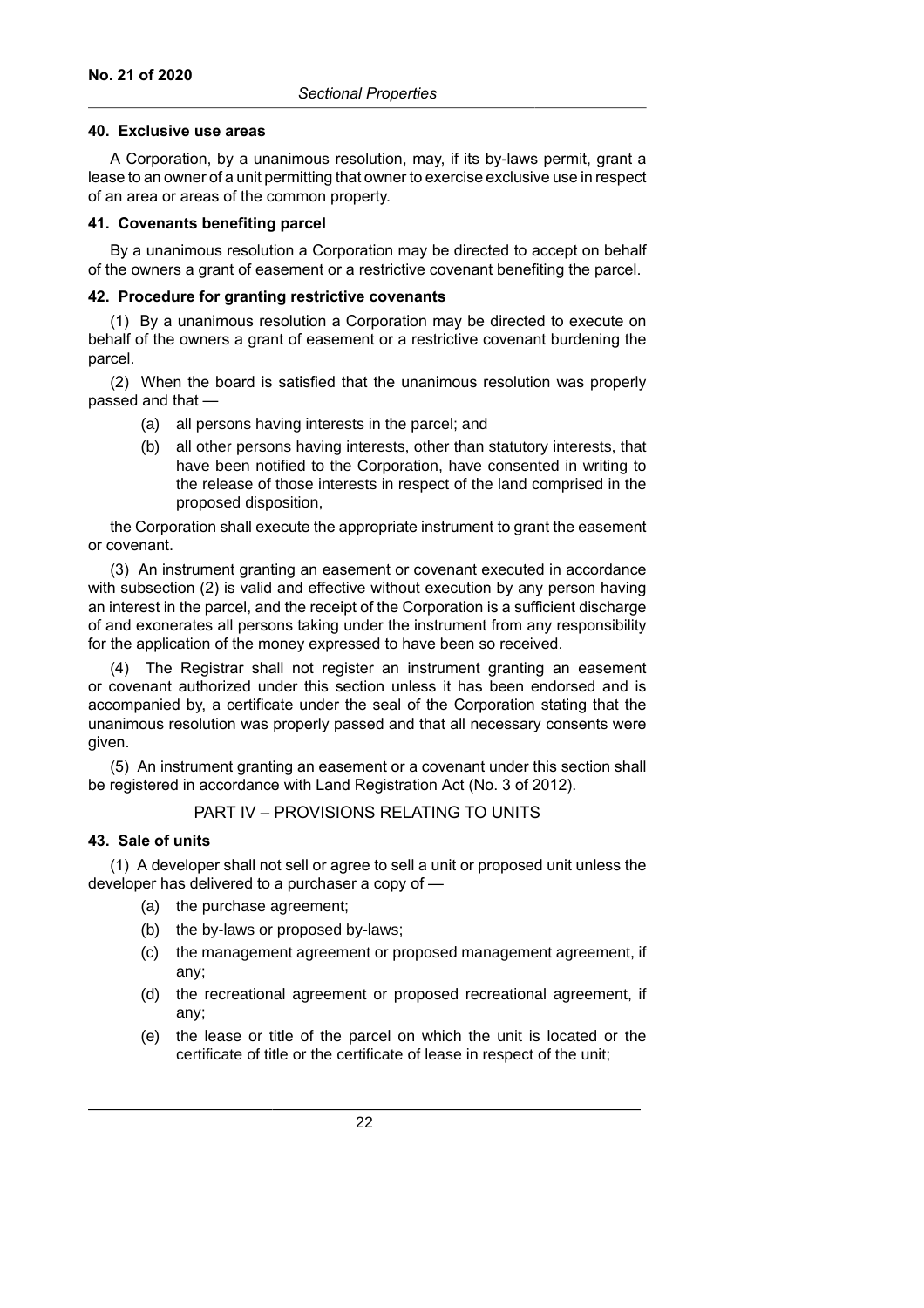### 40. Exclusive use areas

A Corporation, by a unanimous resolution, may, if its by-laws permit, grant a lease to an owner of a unit permitting that owner to exercise exclusive use in respect of an area or areas of the common property.

### 41. Covenants benefiting parcel

By a unanimous resolution a Corporation may be directed to accept on behalf of the owners a grant of easement or a restrictive covenant benefiting the parcel.

### 42. Procedure for granting restrictive covenants

(1) By a unanimous resolution a Corporation may be directed to execute on behalf of the owners a grant of easement or a restrictive covenant burdening the parcel.

(2) When the board is satisfied that the unanimous resolution was properly passed and that —

- (a) all persons having interests in the parcel; and
- (b) all other persons having interests, other than statutory interests, that have been notified to the Corporation, have consented in writing to the release of those interests in respect of the land comprised in the proposed disposition,

the Corporation shall execute the appropriate instrument to grant the easement or covenant.

(3) An instrument granting an easement or covenant executed in accordance with subsection (2) is valid and effective without execution by any person having an interest in the parcel, and the receipt of the Corporation is a sufficient discharge of and exonerates all persons taking under the instrument from any responsibility for the application of the money expressed to have been so received.

(4) The Registrar shall not register an instrument granting an easement or covenant authorized under this section unless it has been endorsed and is accompanied by, a certificate under the seal of the Corporation stating that the unanimous resolution was properly passed and that all necessary consents were given.

(5) An instrument granting an easement or a covenant under this section shall be registered in accordance with Land Registration Act (No. 3 of 2012).

## PART IV – PROVISIONS RELATING TO UNITS

### 43. Sale of units

(1) A developer shall not sell or agree to sell a unit or proposed unit unless the developer has delivered to a purchaser a copy of —

- (a) the purchase agreement;
- (b) the by-laws or proposed by-laws;
- (c) the management agreement or proposed management agreement, if any;
- (d) the recreational agreement or proposed recreational agreement, if any;
- (e) the lease or title of the parcel on which the unit is located or the certificate of title or the certificate of lease in respect of the unit;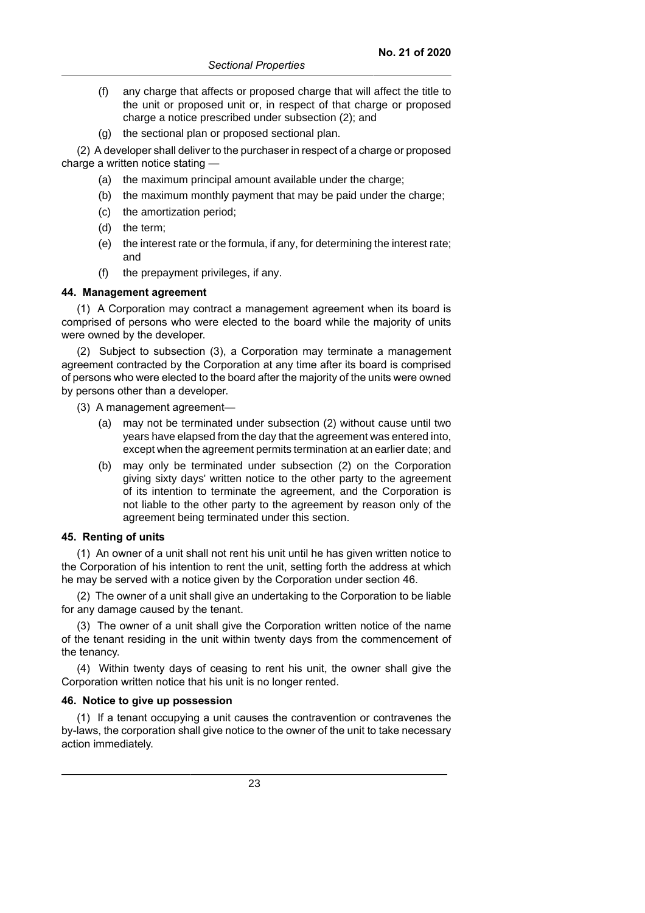(f) any charge that affects or proposed charge that will affect the title to the unit or proposed unit or, in respect of that charge or proposed charge a notice prescribed under subsection (2); and

(g) the sectional plan or proposed sectional plan.

(2) A developer shall deliver to the purchaser in respect of a charge or proposed charge a written notice stating —

(a) the maximum principal amount available under the charge;

(b) the maximum monthly payment that may be paid under the charge;

(c) the amortization period;

(d) the term;

(e) the interest rate or the formula, if any, for determining the interest rate; and

(f) the prepayment privileges, if any.

**44. Management agreement**

(1) A Corporation may contract a management agreement when its board is comprised of persons who were elected to the board while the majority of units were owned by the developer.

(2) Subject to subsection (3), a Corporation may terminate a management agreement contracted by the Corporation at any time after its board is comprised of persons who were elected to the board after the majority of the units were owned by persons other than a developer.

(3) A management agreement—

(a) may not be terminated under subsection (2) without cause until two years have elapsed from the day that the agreement was entered into, except when the agreement permits termination at an earlier date; and

(b) may only be terminated under subsection (2) on the Corporation giving sixty days' written notice to the other party to the agreement of its intention to terminate the agreement, and the Corporation is not liable to the other party to the agreement by reason only of the agreement being terminated under this section.

**45. Renting of units**

(1) An owner of a unit shall not rent his unit until he has given written notice to the Corporation of his intention to rent the unit, setting forth the address at which he may be served with a notice given by the Corporation under section 46.

(2) The owner of a unit shall give an undertaking to the Corporation to be liable for any damage caused by the tenant.

(3) The owner of a unit shall give the Corporation written notice of the name of the tenant residing in the unit within twenty days from the commencement of the tenancy.

(4) Within twenty days of ceasing to rent his unit, the owner shall give the Corporation written notice that his unit is no longer rented.

**46. Notice to give up possession**

(1) If a tenant occupying a unit causes the contravention or contravenes the by-laws, the corporation shall give notice to the owner of the unit to take necessary action immediately.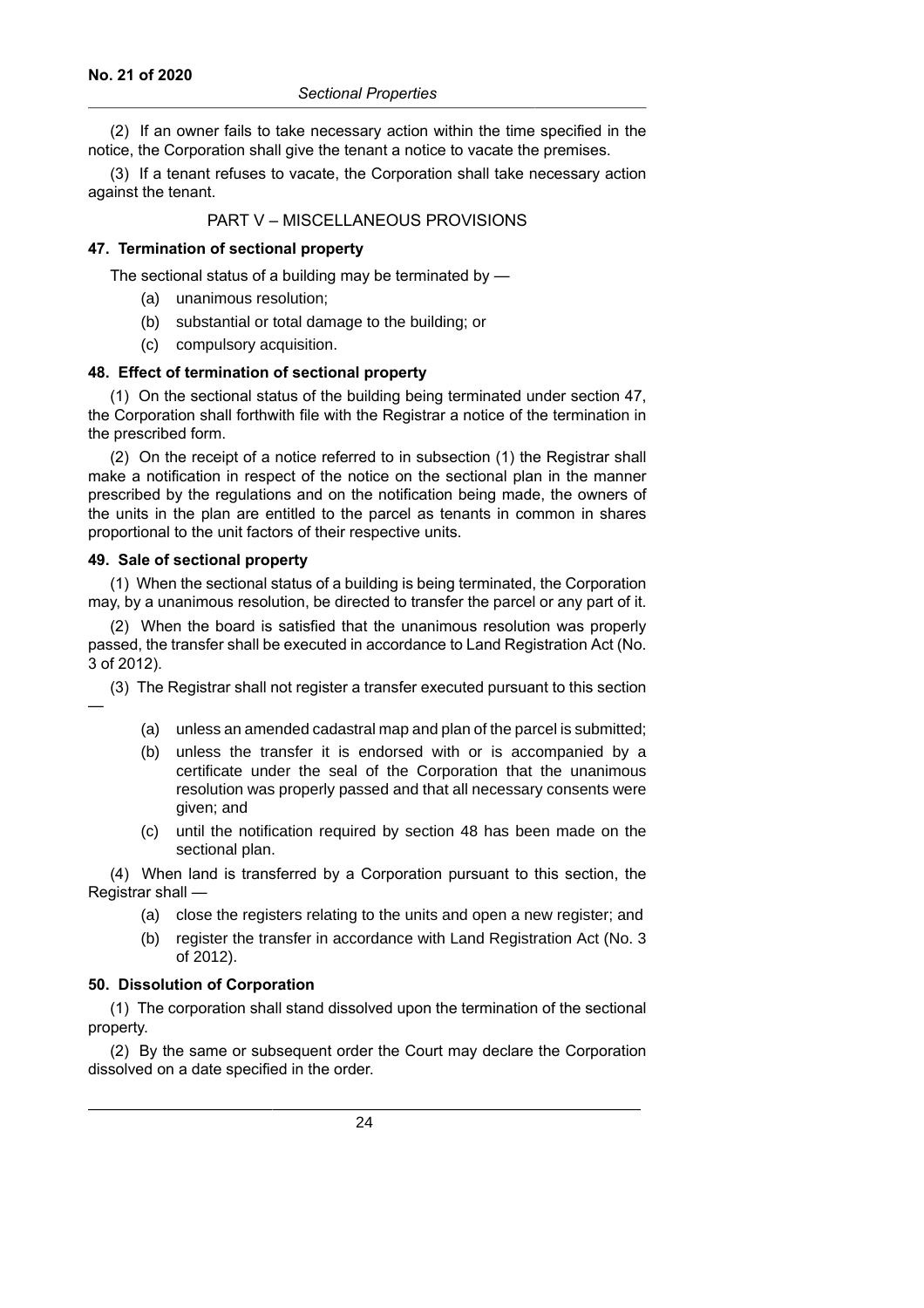(2) If an owner fails to take necessary action within the time specified in the notice, the Corporation shall give the tenant a notice to vacate the premises.

(3) If a tenant refuses to vacate, the Corporation shall take necessary action against the tenant.

## PART V – MISCELLANEOUS PROVISIONS

### 47. Termination of sectional property

The sectional status of a building may be terminated by —

(a) unanimous resolution;

(b) substantial or total damage to the building; or

(c) compulsory acquisition.

### 48. Effect of termination of sectional property

(1) On the sectional status of the building being terminated under section 47, the Corporation shall forthwith file with the Registrar a notice of the termination in the prescribed form.

(2) On the receipt of a notice referred to in subsection (1) the Registrar shall make a notification in respect of the notice on the sectional plan in the manner prescribed by the regulations and on the notification being made, the owners of the units in the plan are entitled to the parcel as tenants in common in shares proportional to the unit factors of their respective units.

### 49. Sale of sectional property

(1) When the sectional status of a building is being terminated, the Corporation may, by a unanimous resolution, be directed to transfer the parcel or any part of it.

(2) When the board is satisfied that the unanimous resolution was properly passed, the transfer shall be executed in accordance to Land Registration Act (No. 3 of 2012).

(3) The Registrar shall not register a transfer executed pursuant to this section —

(a) unless an amended cadastral map and plan of the parcel is submitted;

(b) unless the transfer it is endorsed with or is accompanied by a certificate under the seal of the Corporation that the unanimous resolution was properly passed and that all necessary consents were given; and

(c) until the notification required by section 48 has been made on the sectional plan.

(4) When land is transferred by a Corporation pursuant to this section, the Registrar shall —

(a) close the registers relating to the units and open a new register; and

(b) register the transfer in accordance with Land Registration Act (No. 3 of 2012).

### 50. Dissolution of Corporation

(1) The corporation shall stand dissolved upon the termination of the sectional property.

(2) By the same or subsequent order the Court may declare the Corporation dissolved on a date specified in the order.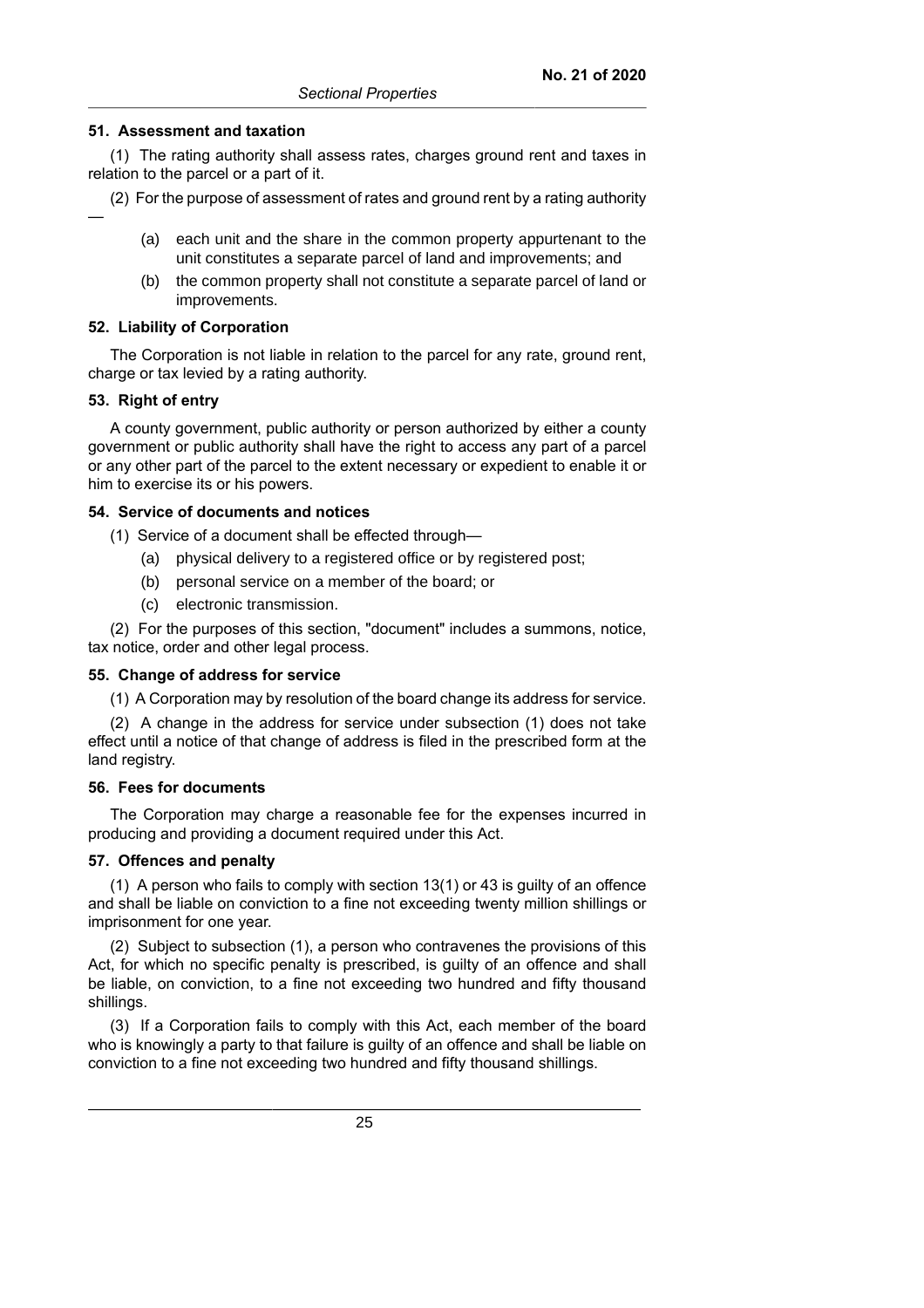### 51. Assessment and taxation

(1) The rating authority shall assess rates, charges ground rent and taxes in relation to the parcel or a part of it.

(2) For the purpose of assessment of rates and ground rent by a rating authority —

(a) each unit and the share in the common property appurtenant to the unit constitutes a separate parcel of land and improvements; and

(b) the common property shall not constitute a separate parcel of land or improvements.

### 52. Liability of Corporation

The Corporation is not liable in relation to the parcel for any rate, ground rent, charge or tax levied by a rating authority.

### 53. Right of entry

A county government, public authority or person authorized by either a county government or public authority shall have the right to access any part of a parcel or any other part of the parcel to the extent necessary or expedient to enable it or him to exercise its or his powers.

### 54. Service of documents and notices

(1) Service of a document shall be effected through—

(a) physical delivery to a registered office or by registered post;

(b) personal service on a member of the board; or

(c) electronic transmission.

(2) For the purposes of this section, "document" includes a summons, notice, tax notice, order and other legal process.

### 55. Change of address for service

(1) A Corporation may by resolution of the board change its address for service.

(2) A change in the address for service under subsection (1) does not take effect until a notice of that change of address is filed in the prescribed form at the land registry.

### 56. Fees for documents

The Corporation may charge a reasonable fee for the expenses incurred in producing and providing a document required under this Act.

### 57. Offences and penalty

(1) A person who fails to comply with section 13(1) or 43 is guilty of an offence and shall be liable on conviction to a fine not exceeding twenty million shillings or imprisonment for one year.

(2) Subject to subsection (1), a person who contravenes the provisions of this Act, for which no specific penalty is prescribed, is guilty of an offence and shall be liable, on conviction, to a fine not exceeding two hundred and fifty thousand shillings.

(3) If a Corporation fails to comply with this Act, each member of the board who is knowingly a party to that failure is guilty of an offence and shall be liable on conviction to a fine not exceeding two hundred and fifty thousand shillings.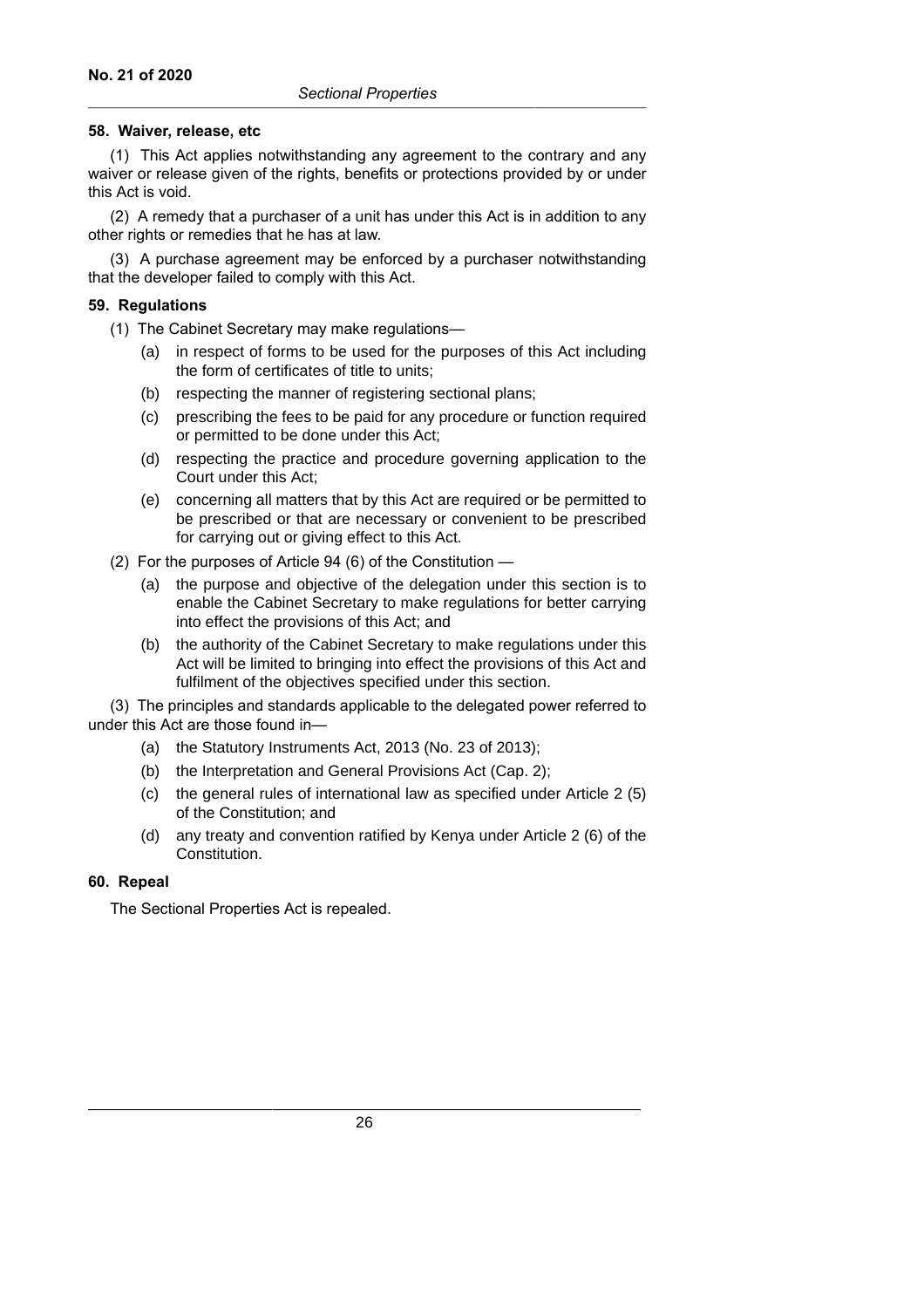**58. Waiver, release, etc**

(1) This Act applies notwithstanding any agreement to the contrary and any waiver or release given of the rights, benefits or protections provided by or under this Act is void.

(2) A remedy that a purchaser of a unit has under this Act is in addition to any other rights or remedies that he has at law.

(3) A purchase agreement may be enforced by a purchaser notwithstanding that the developer failed to comply with this Act.

**59. Regulations**

(1) The Cabinet Secretary may make regulations—

(a) in respect of forms to be used for the purposes of this Act including the form of certificates of title to units;

(b) respecting the manner of registering sectional plans;

(c) prescribing the fees to be paid for any procedure or function required or permitted to be done under this Act;

(d) respecting the practice and procedure governing application to the Court under this Act;

(e) concerning all matters that by this Act are required or be permitted to be prescribed or that are necessary or convenient to be prescribed for carrying out or giving effect to this Act.

(2) For the purposes of Article 94 (6) of the Constitution —

(a) the purpose and objective of the delegation under this section is to enable the Cabinet Secretary to make regulations for better carrying into effect the provisions of this Act; and

(b) the authority of the Cabinet Secretary to make regulations under this Act will be limited to bringing into effect the provisions of this Act and fulfilment of the objectives specified under this section.

(3) The principles and standards applicable to the delegated power referred to under this Act are those found in—

(a) the Statutory Instruments Act, 2013 (No. 23 of 2013);

(b) the Interpretation and General Provisions Act (Cap. 2);

(c) the general rules of international law as specified under Article 2 (5) of the Constitution; and

(d) any treaty and convention ratified by Kenya under Article 2 (6) of the Constitution.

**60. Repeal**

The Sectional Properties Act is repealed.